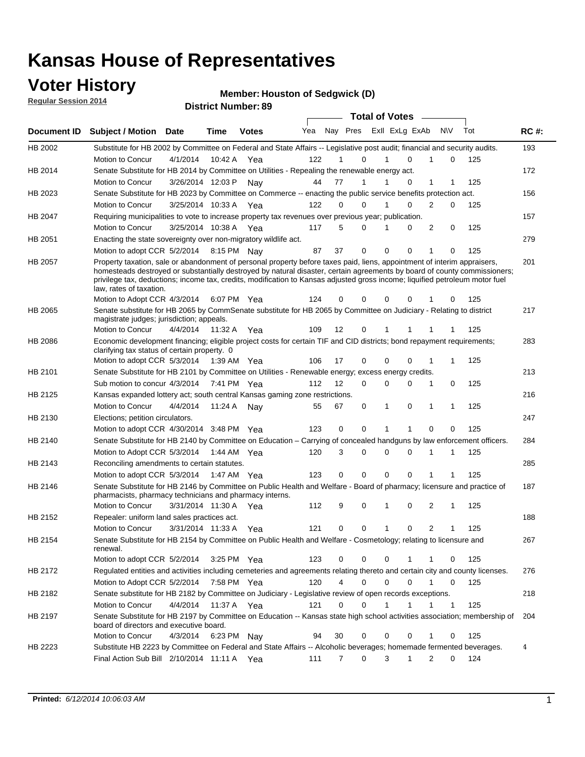# Kansas House of Representatives

## Voter History

**Regular Session 2014**

**Member: Houston of Sedgwick (D)**

**District Number: 89**

| Document ID | Subject / Motion | Date | Time | Votes | Yea | Nay | Pres | ExII | ExLg | ExAb | N\V | Tot | RC #: |
|---|---|---|---|---|---|---|---|---|---|---|---|---|---|
| HB 2002 | Substitute for HB 2002 by Committee on Federal and State Affairs -- Legislative post audit; financial and security audits. | | | | | | | | | | | | 193 |
| | Motion to Concur | 4/1/2014 | 10:42 A | Yea | 122 | 1 | 0 | 1 | 0 | 1 | 0 | 125 | |
| HB 2014 | Senate Substitute for HB 2014 by Committee on Utilities - Repealing the renewable energy act. | | | | | | | | | | | | 172 |
| | Motion to Concur | 3/26/2014 | 12:03 P | Nay | 44 | 77 | 1 | 1 | 0 | 1 | 1 | 125 | |
| HB 2023 | Senate Substitute for HB 2023 by Committee on Commerce -- enacting the public service benefits protection act. | | | | | | | | | | | | 156 |
| | Motion to Concur | 3/25/2014 | 10:33 A | Yea | 122 | 0 | 0 | 1 | 0 | 2 | 0 | 125 | |
| HB 2047 | Requiring municipalities to vote to increase property tax revenues over previous year; publication. | | | | | | | | | | | | 157 |
| | Motion to Concur | 3/25/2014 | 10:38 A | Yea | 117 | 5 | 0 | 1 | 0 | 2 | 0 | 125 | |
| HB 2051 | Enacting the state sovereignty over non-migratory wildlife act. | | | | | | | | | | | | 279 |
| | Motion to adopt CCR | 5/2/2014 | 8:15 PM | Nay | 87 | 37 | 0 | 0 | 0 | 1 | 0 | 125 | |
| HB 2057 | Property taxation, sale or abandonment of personal property before taxes paid, liens, appointment of interim appraisers, homesteads destroyed or substantially destroyed by natural disaster, certain agreements by board of county commissioners; privilege tax, deductions; income tax, credits, modification to Kansas adjusted gross income; liquified petroleum motor fuel law, rates of taxation. | | | | | | | | | | | | 201 |
| | Motion to Adopt CCR | 4/3/2014 | 6:07 PM | Yea | 124 | 0 | 0 | 0 | 0 | 1 | 0 | 125 | |
| HB 2065 | Senate substitute for HB 2065 by CommSenate substitute for HB 2065 by Committee on Judiciary - Relating to district magistrate judges; jurisdiction; appeals. | | | | | | | | | | | | 217 |
| | Motion to Concur | 4/4/2014 | 11:32 A | Yea | 109 | 12 | 0 | 1 | 1 | 1 | 1 | 125 | |
| HB 2086 | Economic development financing; eligible project costs for certain TIF and CID districts; bond repayment requirements; clarifying tax status of certain property. 0 | | | | | | | | | | | | 283 |
| | Motion to adopt CCR | 5/3/2014 | 1:39 AM | Yea | 106 | 17 | 0 | 0 | 0 | 1 | 1 | 125 | |
| HB 2101 | Senate Substitute for HB 2101 by Committee on Utilities - Renewable energy; excess energy credits. | | | | | | | | | | | | 213 |
| | Sub motion to concur | 4/3/2014 | 7:41 PM | Yea | 112 | 12 | 0 | 0 | 0 | 1 | 0 | 125 | |
| HB 2125 | Kansas expanded lottery act; south central Kansas gaming zone restrictions. | | | | | | | | | | | | 216 |
| | Motion to Concur | 4/4/2014 | 11:24 A | Nay | 55 | 67 | 0 | 1 | 0 | 1 | 1 | 125 | |
| HB 2130 | Elections; petition circulators. | | | | | | | | | | | | 247 |
| | Motion to adopt CCR | 4/30/2014 | 3:48 PM | Yea | 123 | 0 | 0 | 1 | 1 | 0 | 0 | 125 | |
| HB 2140 | Senate Substitute for HB 2140 by Committee on Education – Carrying of concealed handguns by law enforcement officers. | | | | | | | | | | | | 284 |
| | Motion to Adopt CCR | 5/3/2014 | 1:44 AM | Yea | 120 | 3 | 0 | 0 | 0 | 1 | 1 | 125 | |
| HB 2143 | Reconciling amendments to certain statutes. | | | | | | | | | | | | 285 |
| | Motion to adopt CCR | 5/3/2014 | 1:47 AM | Yea | 123 | 0 | 0 | 0 | 0 | 1 | 1 | 125 | |
| HB 2146 | Senate Substitute for HB 2146 by Committee on Public Health and Welfare - Board of pharmacy; licensure and practice of pharmacists, pharmacy technicians and pharmacy interns. | | | | | | | | | | | | 187 |
| | Motion to Concur | 3/31/2014 | 11:30 A | Yea | 112 | 9 | 0 | 1 | 0 | 2 | 1 | 125 | |
| HB 2152 | Repealer: uniform land sales practices act. | | | | | | | | | | | | 188 |
| | Motion to Concur | 3/31/2014 | 11:33 A | Yea | 121 | 0 | 0 | 1 | 0 | 2 | 1 | 125 | |
| HB 2154 | Senate Substitute for HB 2154 by Committee on Public Health and Welfare - Cosmetology; relating to licensure and renewal. | | | | | | | | | | | | 267 |
| | Motion to adopt CCR | 5/2/2014 | 3:25 PM | Yea | 123 | 0 | 0 | 0 | 1 | 1 | 0 | 125 | |
| HB 2172 | Regulated entities and activities including cemeteries and agreements relating thereto and certain city and county licenses. | | | | | | | | | | | | 276 |
| | Motion to Adopt CCR | 5/2/2014 | 7:58 PM | Yea | 120 | 4 | 0 | 0 | 0 | 1 | 0 | 125 | |
| HB 2182 | Senate substitute for HB 2182 by Committee on Judiciary - Legislative review of open records exceptions. | | | | | | | | | | | | 218 |
| | Motion to Concur | 4/4/2014 | 11:37 A | Yea | 121 | 0 | 0 | 1 | 1 | 1 | 1 | 125 | |
| HB 2197 | Senate Substitute for HB 2197 by Committee on Education -- Kansas state high school activities association; membership of board of directors and executive board. | | | | | | | | | | | | 204 |
| | Motion to Concur | 4/3/2014 | 6:23 PM | Nay | 94 | 30 | 0 | 0 | 0 | 1 | 0 | 125 | |
| HB 2223 | Substitute HB 2223 by Committee on Federal and State Affairs -- Alcoholic beverages; homemade fermented beverages. | | | | | | | | | | | | 4 |
| | Final Action Sub Bill | 2/10/2014 | 11:11 A | Yea | 111 | 7 | 0 | 3 | 1 | 2 | 0 | 124 | |

**Printed:** *6/12/2014 10:06:03 AM*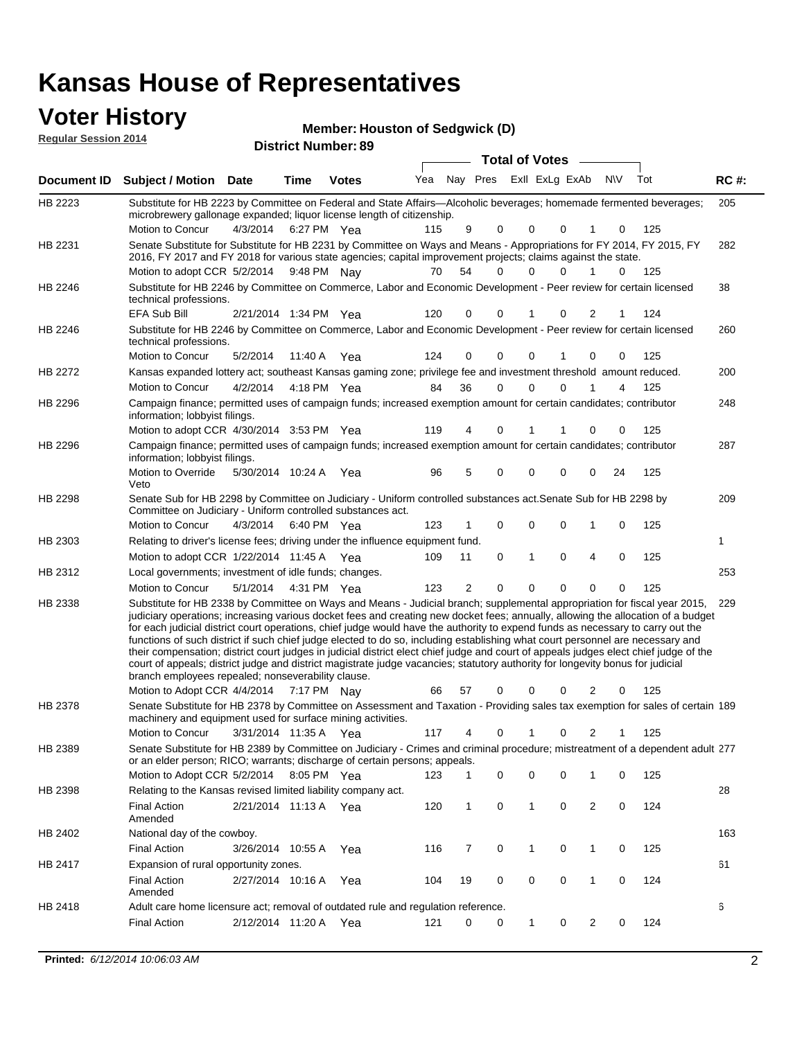# Kansas House of Representatives

## Voter History

**Regular Session 2014**

**Member: Houston of Sedgwick (D)**

**District Number: 89**

| Document ID | Subject / Motion | Date | Time | Votes | Yea | Nay | Pres | ExII | ExLg | ExAb | N\V | Tot | RC #: |
|---|---|---|---|---|---|---|---|---|---|---|---|---|---|
| HB 2223 | Substitute for HB 2223 by Committee on Federal and State Affairs—Alcoholic beverages; homemade fermented beverages; microbrewery gallonage expanded; liquor license length of citizenship. | | | | | | | | | | | | 205 |
| | Motion to Concur | 4/3/2014 | 6:27 PM | Yea | 115 | 9 | 0 | 0 | 0 | 1 | 0 | 125 | |
| HB 2231 | Senate Substitute for Substitute for HB 2231 by Committee on Ways and Means - Appropriations for FY 2014, FY 2015, FY 2016, FY 2017 and FY 2018 for various state agencies; capital improvement projects; claims against the state. | | | | | | | | | | | | 282 |
| | Motion to adopt CCR | 5/2/2014 | 9:48 PM | Nay | 70 | 54 | 0 | 0 | 0 | 1 | 0 | 125 | |
| HB 2246 | Substitute for HB 2246 by Committee on Commerce, Labor and Economic Development - Peer review for certain licensed technical professions. | | | | | | | | | | | | 38 |
| | EFA Sub Bill | 2/21/2014 | 1:34 PM | Yea | 120 | 0 | 0 | 1 | 0 | 2 | 1 | 124 | |
| HB 2246 | Substitute for HB 2246 by Committee on Commerce, Labor and Economic Development - Peer review for certain licensed technical professions. | | | | | | | | | | | | 260 |
| | Motion to Concur | 5/2/2014 | 11:40 A | Yea | 124 | 0 | 0 | 0 | 1 | 0 | 0 | 125 | |
| HB 2272 | Kansas expanded lottery act; southeast Kansas gaming zone; privilege fee and investment threshold amount reduced. | | | | | | | | | | | | 200 |
| | Motion to Concur | 4/2/2014 | 4:18 PM | Yea | 84 | 36 | 0 | 0 | 0 | 1 | 4 | 125 | |
| HB 2296 | Campaign finance; permitted uses of campaign funds; increased exemption amount for certain candidates; contributor information; lobbyist filings. | | | | | | | | | | | | 248 |
| | Motion to adopt CCR | 4/30/2014 | 3:53 PM | Yea | 119 | 4 | 0 | 1 | 1 | 0 | 0 | 125 | |
| HB 2296 | Campaign finance; permitted uses of campaign funds; increased exemption amount for certain candidates; contributor information; lobbyist filings. | | | | | | | | | | | | 287 |
| | Motion to Override Veto | 5/30/2014 | 10:24 A | Yea | 96 | 5 | 0 | 0 | 0 | 0 | 24 | 125 | |
| HB 2298 | Senate Sub for HB 2298 by Committee on Judiciary - Uniform controlled substances act.Senate Sub for HB 2298 by Committee on Judiciary - Uniform controlled substances act. | | | | | | | | | | | | 209 |
| | Motion to Concur | 4/3/2014 | 6:40 PM | Yea | 123 | 1 | 0 | 0 | 0 | 1 | 0 | 125 | |
| HB 2303 | Relating to driver's license fees; driving under the influence equipment fund. | | | | | | | | | | | | 1 |
| | Motion to adopt CCR | 1/22/2014 | 11:45 A | Yea | 109 | 11 | 0 | 1 | 0 | 4 | 0 | 125 | |
| HB 2312 | Local governments; investment of idle funds; changes. | | | | | | | | | | | | 253 |
| | Motion to Concur | 5/1/2014 | 4:31 PM | Yea | 123 | 2 | 0 | 0 | 0 | 0 | 0 | 125 | |
| HB 2338 | Substitute for HB 2338 by Committee on Ways and Means - Judicial branch; supplemental appropriation for fiscal year 2015, judiciary operations; increasing various docket fees and creating new docket fees; annually, allowing the allocation of a budget for each judicial district court operations, chief judge would have the authority to expend funds as necessary to carry out the functions of such district if such chief judge elected to do so, including establishing what court personnel are necessary and their compensation; district court judges in judicial district elect chief judge and court of appeals judges elect chief judge of the court of appeals; district judge and district magistrate judge vacancies; statutory authority for longevity bonus for judicial branch employees repealed; nonseverability clause. | | | | | | | | | | | | 229 |
| | Motion to Adopt CCR | 4/4/2014 | 7:17 PM | Nay | 66 | 57 | 0 | 0 | 0 | 2 | 0 | 125 | |
| HB 2378 | Senate Substitute for HB 2378 by Committee on Assessment and Taxation - Providing sales tax exemption for sales of certain machinery and equipment used for surface mining activities. | | | | | | | | | | | | 189 |
| | Motion to Concur | 3/31/2014 | 11:35 A | Yea | 117 | 4 | 0 | 1 | 0 | 2 | 1 | 125 | |
| HB 2389 | Senate Substitute for HB 2389 by Committee on Judiciary - Crimes and criminal procedure; mistreatment of a dependent adult or an elder person; RICO; warrants; discharge of certain persons; appeals. | | | | | | | | | | | | 277 |
| | Motion to Adopt CCR | 5/2/2014 | 8:05 PM | Yea | 123 | 1 | 0 | 0 | 0 | 1 | 0 | 125 | |
| HB 2398 | Relating to the Kansas revised limited liability company act. | | | | | | | | | | | | 28 |
| | Final Action Amended | 2/21/2014 | 11:13 A | Yea | 120 | 1 | 0 | 1 | 0 | 2 | 0 | 124 | |
| HB 2402 | National day of the cowboy. | | | | | | | | | | | | 163 |
| | Final Action | 3/26/2014 | 10:55 A | Yea | 116 | 7 | 0 | 1 | 0 | 1 | 0 | 125 | |
| HB 2417 | Expansion of rural opportunity zones. | | | | | | | | | | | | 61 |
| | Final Action Amended | 2/27/2014 | 10:16 A | Yea | 104 | 19 | 0 | 0 | 0 | 1 | 0 | 124 | |
| HB 2418 | Adult care home licensure act; removal of outdated rule and regulation reference. | | | | | | | | | | | | 6 |
| | Final Action | 2/12/2014 | 11:20 A | Yea | 121 | 0 | 0 | 1 | 0 | 2 | 0 | 124 | |

**Printed:** *6/12/2014 10:06:03 AM*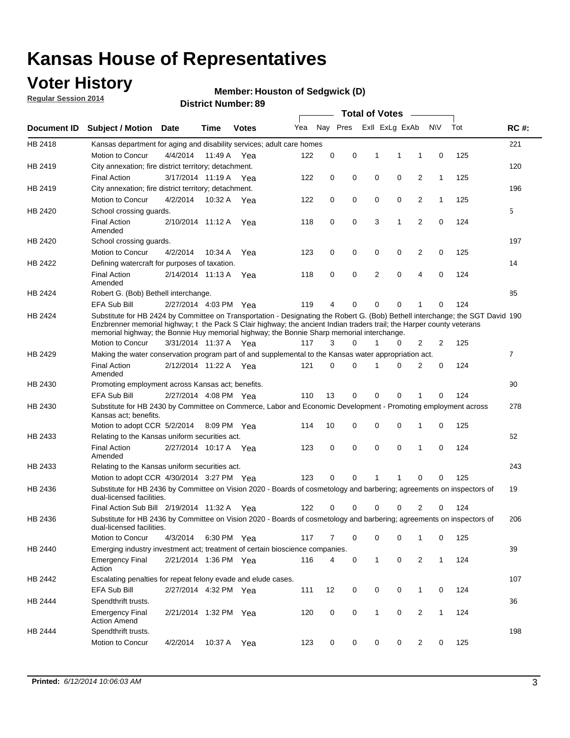# Kansas House of Representatives

## Voter History

**Regular Session 2014**

**Member: Houston of Sedgwick (D)**

**District Number: 89**

| Document ID | Subject / Motion | Date | Time | Votes | Yea | Nay | Pres | ExlI | ExLg | ExAb | N\V | Tot | RC #: |
|---|---|---|---|---|---|---|---|---|---|---|---|---|---|
| HB 2418 | Kansas department for aging and disability services; adult care homes | | | | | | | | | | | | 221 |
| | Motion to Concur | 4/4/2014 | 11:49 A | Yea | 122 | 0 | 0 | 1 | 1 | 1 | 0 | 125 | |
| HB 2419 | City annexation; fire district territory; detachment. | | | | | | | | | | | | 120 |
| | Final Action | 3/17/2014 | 11:19 A | Yea | 122 | 0 | 0 | 0 | 0 | 2 | 1 | 125 | |
| HB 2419 | City annexation; fire district territory; detachment. | | | | | | | | | | | | 196 |
| | Motion to Concur | 4/2/2014 | 10:32 A | Yea | 122 | 0 | 0 | 0 | 0 | 2 | 1 | 125 | |
| HB 2420 | School crossing guards. | | | | | | | | | | | | 5 |
| | Final Action Amended | 2/10/2014 | 11:12 A | Yea | 118 | 0 | 0 | 3 | 1 | 2 | 0 | 124 | |
| HB 2420 | School crossing guards. | | | | | | | | | | | | 197 |
| | Motion to Concur | 4/2/2014 | 10:34 A | Yea | 123 | 0 | 0 | 0 | 0 | 2 | 0 | 125 | |
| HB 2422 | Defining watercraft for purposes of taxation. | | | | | | | | | | | | 14 |
| | Final Action Amended | 2/14/2014 | 11:13 A | Yea | 118 | 0 | 0 | 2 | 0 | 4 | 0 | 124 | |
| HB 2424 | Robert G. (Bob) Bethell interchange. | | | | | | | | | | | | 85 |
| | EFA Sub Bill | 2/27/2014 | 4:03 PM | Yea | 119 | 4 | 0 | 0 | 0 | 1 | 0 | 124 | |
| HB 2424 | Substitute for HB 2424 by Committee on Transportation - Designating the Robert G. (Bob) Bethell interchange; the SGT David Enzbrenner memorial highway; t the Pack S Clair highway; the ancient Indian traders trail; the Harper county veterans memorial highway; the Bonnie Huy memorial highway; the Bonnie Sharp memorial interchange. | | | | | | | | | | | | 190 |
| | Motion to Concur | 3/31/2014 | 11:37 A | Yea | 117 | 3 | 0 | 1 | 0 | 2 | 2 | 125 | |
| HB 2429 | Making the water conservation program part of and supplemental to the Kansas water appropriation act. | | | | | | | | | | | | 7 |
| | Final Action Amended | 2/12/2014 | 11:22 A | Yea | 121 | 0 | 0 | 1 | 0 | 2 | 0 | 124 | |
| HB 2430 | Promoting employment across Kansas act; benefits. | | | | | | | | | | | | 90 |
| | EFA Sub Bill | 2/27/2014 | 4:08 PM | Yea | 110 | 13 | 0 | 0 | 0 | 1 | 0 | 124 | |
| HB 2430 | Substitute for HB 2430 by Committee on Commerce, Labor and Economic Development - Promoting employment across Kansas act; benefits. | | | | | | | | | | | | 278 |
| | Motion to adopt CCR | 5/2/2014 | 8:09 PM | Yea | 114 | 10 | 0 | 0 | 0 | 1 | 0 | 125 | |
| HB 2433 | Relating to the Kansas uniform securities act. | | | | | | | | | | | | 62 |
| | Final Action Amended | 2/27/2014 | 10:17 A | Yea | 123 | 0 | 0 | 0 | 0 | 1 | 0 | 124 | |
| HB 2433 | Relating to the Kansas uniform securities act. | | | | | | | | | | | | 243 |
| | Motion to adopt CCR | 4/30/2014 | 3:27 PM | Yea | 123 | 0 | 0 | 1 | 1 | 0 | 0 | 125 | |
| HB 2436 | Substitute for HB 2436 by Committee on Vision 2020 - Boards of cosmetology and barbering; agreements on inspectors of dual-licensed facilities. | | | | | | | | | | | | 19 |
| | Final Action Sub Bill | 2/19/2014 | 11:32 A | Yea | 122 | 0 | 0 | 0 | 0 | 2 | 0 | 124 | |
| HB 2436 | Substitute for HB 2436 by Committee on Vision 2020 - Boards of cosmetology and barbering; agreements on inspectors of dual-licensed facilities. | | | | | | | | | | | | 206 |
| | Motion to Concur | 4/3/2014 | 6:30 PM | Yea | 117 | 7 | 0 | 0 | 0 | 1 | 0 | 125 | |
| HB 2440 | Emerging industry investment act; treatment of certain bioscience companies. | | | | | | | | | | | | 39 |
| | Emergency Final Action | 2/21/2014 | 1:36 PM | Yea | 116 | 4 | 0 | 1 | 0 | 2 | 1 | 124 | |
| HB 2442 | Escalating penalties for repeat felony evade and elude cases. | | | | | | | | | | | | 107 |
| | EFA Sub Bill | 2/27/2014 | 4:32 PM | Yea | 111 | 12 | 0 | 0 | 0 | 1 | 0 | 124 | |
| HB 2444 | Spendthrift trusts. | | | | | | | | | | | | 36 |
| | Emergency Final Action Amend | 2/21/2014 | 1:32 PM | Yea | 120 | 0 | 0 | 1 | 0 | 2 | 1 | 124 | |
| HB 2444 | Spendthrift trusts. | | | | | | | | | | | | 198 |
| | Motion to Concur | 4/2/2014 | 10:37 A | Yea | 123 | 0 | 0 | 0 | 0 | 2 | 0 | 125 | |

**Printed:** *6/12/2014 10:06:03 AM*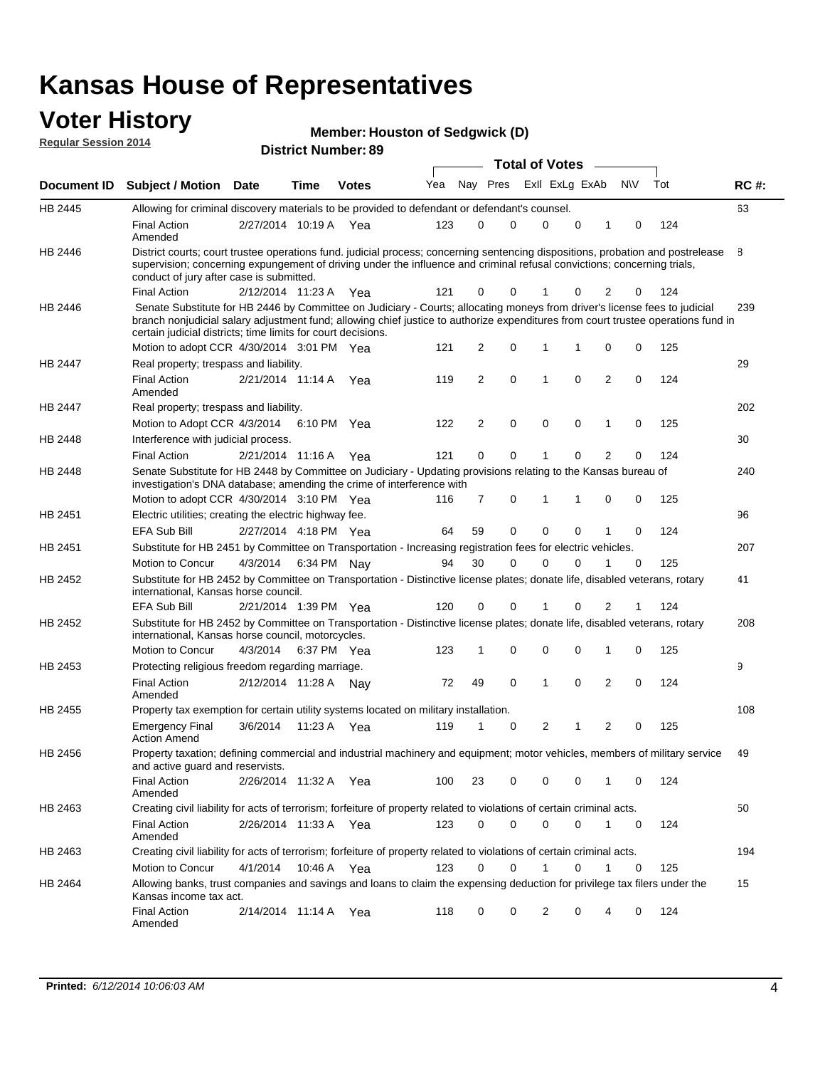# Kansas House of Representatives

## Voter History

**Regular Session 2014**

**Member: Houston of Sedgwick (D)**

**District Number: 89**

| Document ID | Subject / Motion | Date | Time | Votes | Yea | Nay | Pres | ExII | ExLg | ExAb | N\V | Tot | RC #: |
|---|---|---|---|---|---|---|---|---|---|---|---|---|---|
| HB 2445 | Allowing for criminal discovery materials to be provided to defendant or defendant's counsel. | | | | | | | | | | | | 63 |
| | Final Action Amended | 2/27/2014 | 10:19 A | Yea | 123 | 0 | 0 | 0 | 0 | 1 | 0 | 124 | |
| HB 2446 | District courts; court trustee operations fund. judicial process; concerning sentencing dispositions, probation and postrelease supervision; concerning expungement of driving under the influence and criminal refusal convictions; concerning trials, conduct of jury after case is submitted. | | | | | | | | | | | | 8 |
| | Final Action | 2/12/2014 | 11:23 A | Yea | 121 | 0 | 0 | 1 | 0 | 2 | 0 | 124 | |
| HB 2446 | Senate Substitute for HB 2446 by Committee on Judiciary - Courts; allocating moneys from driver's license fees to judicial branch nonjudicial salary adjustment fund; allowing chief justice to authorize expenditures from court trustee operations fund in certain judicial districts; time limits for court decisions. | | | | | | | | | | | | 239 |
| | Motion to adopt CCR | 4/30/2014 | 3:01 PM | Yea | 121 | 2 | 0 | 1 | 1 | 0 | 0 | 125 | |
| HB 2447 | Real property; trespass and liability. | | | | | | | | | | | | 29 |
| | Final Action Amended | 2/21/2014 | 11:14 A | Yea | 119 | 2 | 0 | 1 | 0 | 2 | 0 | 124 | |
| HB 2447 | Real property; trespass and liability. | | | | | | | | | | | | 202 |
| | Motion to Adopt CCR | 4/3/2014 | 6:10 PM | Yea | 122 | 2 | 0 | 0 | 0 | 1 | 0 | 125 | |
| HB 2448 | Interference with judicial process. | | | | | | | | | | | | 30 |
| | Final Action | 2/21/2014 | 11:16 A | Yea | 121 | 0 | 0 | 1 | 0 | 2 | 0 | 124 | |
| HB 2448 | Senate Substitute for HB 2448 by Committee on Judiciary - Updating provisions relating to the Kansas bureau of investigation's DNA database; amending the crime of interference with | | | | | | | | | | | | 240 |
| | Motion to adopt CCR | 4/30/2014 | 3:10 PM | Yea | 116 | 7 | 0 | 1 | 1 | 0 | 0 | 125 | |
| HB 2451 | Electric utilities; creating the electric highway fee. | | | | | | | | | | | | 96 |
| | EFA Sub Bill | 2/27/2014 | 4:18 PM | Yea | 64 | 59 | 0 | 0 | 0 | 1 | 0 | 124 | |
| HB 2451 | Substitute for HB 2451 by Committee on Transportation - Increasing registration fees for electric vehicles. | | | | | | | | | | | | 207 |
| | Motion to Concur | 4/3/2014 | 6:34 PM | Nay | 94 | 30 | 0 | 0 | 0 | 1 | 0 | 125 | |
| HB 2452 | Substitute for HB 2452 by Committee on Transportation - Distinctive license plates; donate life, disabled veterans, rotary international, Kansas horse council. | | | | | | | | | | | | 41 |
| | EFA Sub Bill | 2/21/2014 | 1:39 PM | Yea | 120 | 0 | 0 | 1 | 0 | 2 | 1 | 124 | |
| HB 2452 | Substitute for HB 2452 by Committee on Transportation - Distinctive license plates; donate life, disabled veterans, rotary international, Kansas horse council, motorcycles. | | | | | | | | | | | | 208 |
| | Motion to Concur | 4/3/2014 | 6:37 PM | Yea | 123 | 1 | 0 | 0 | 0 | 1 | 0 | 125 | |
| HB 2453 | Protecting religious freedom regarding marriage. | | | | | | | | | | | | 9 |
| | Final Action Amended | 2/12/2014 | 11:28 A | Nay | 72 | 49 | 0 | 1 | 0 | 2 | 0 | 124 | |
| HB 2455 | Property tax exemption for certain utility systems located on military installation. | | | | | | | | | | | | 108 |
| | Emergency Final Action Amend | 3/6/2014 | 11:23 A | Yea | 119 | 1 | 0 | 2 | 1 | 2 | 0 | 125 | |
| HB 2456 | Property taxation; defining commercial and industrial machinery and equipment; motor vehicles, members of military service and active guard and reservists. | | | | | | | | | | | | 49 |
| | Final Action Amended | 2/26/2014 | 11:32 A | Yea | 100 | 23 | 0 | 0 | 0 | 1 | 0 | 124 | |
| HB 2463 | Creating civil liability for acts of terrorism; forfeiture of property related to violations of certain criminal acts. | | | | | | | | | | | | 50 |
| | Final Action Amended | 2/26/2014 | 11:33 A | Yea | 123 | 0 | 0 | 0 | 0 | 1 | 0 | 124 | |
| HB 2463 | Creating civil liability for acts of terrorism; forfeiture of property related to violations of certain criminal acts. | | | | | | | | | | | | 194 |
| | Motion to Concur | 4/1/2014 | 10:46 A | Yea | 123 | 0 | 0 | 1 | 0 | 1 | 0 | 125 | |
| HB 2464 | Allowing banks, trust companies and savings and loans to claim the expensing deduction for privilege tax filers under the Kansas income tax act. | | | | | | | | | | | | 15 |
| | Final Action Amended | 2/14/2014 | 11:14 A | Yea | 118 | 0 | 0 | 2 | 0 | 4 | 0 | 124 | |

**Printed:** *6/12/2014 10:06:03 AM*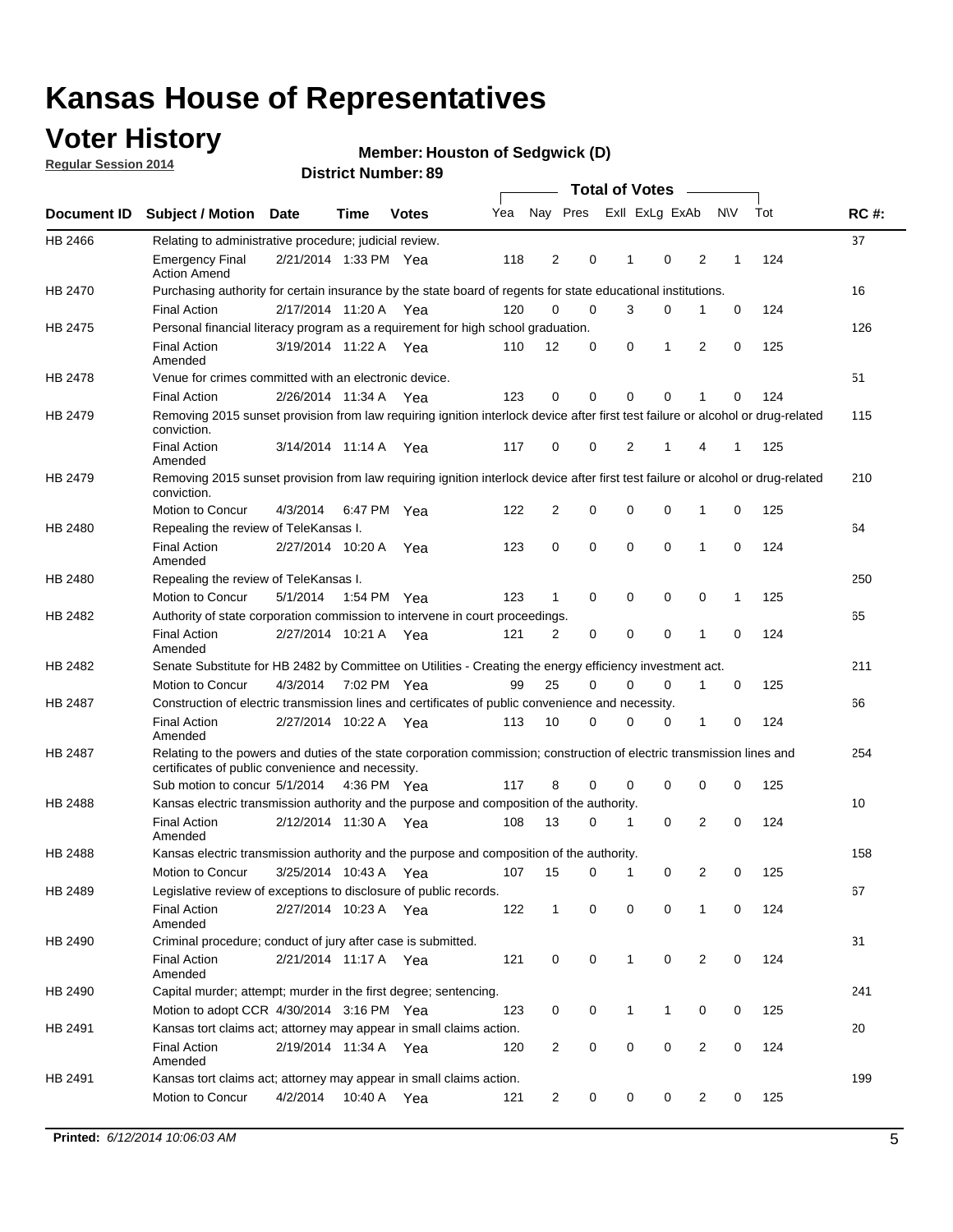# Kansas House of Representatives

## Voter History

**Regular Session 2014**

**Member: Houston of Sedgwick (D)**

**District Number: 89**

| Document ID | Subject / Motion | Date | Time | Votes | Yea | Nay | Pres | ExII | ExLg | ExAb | N\V | Tot | RC #: |
|---|---|---|---|---|---|---|---|---|---|---|---|---|---|
| HB 2466 | Relating to administrative procedure; judicial review. | | | | | | | | | | | | 37 |
| | Emergency Final Action Amend | 2/21/2014 | 1:33 PM | Yea | 118 | 2 | 0 | 1 | 0 | 2 | 1 | 124 | |
| HB 2470 | Purchasing authority for certain insurance by the state board of regents for state educational institutions. | | | | | | | | | | | | 16 |
| | Final Action | 2/17/2014 | 11:20 A | Yea | 120 | 0 | 0 | 3 | 0 | 1 | 0 | 124 | |
| HB 2475 | Personal financial literacy program as a requirement for high school graduation. | | | | | | | | | | | | 126 |
| | Final Action Amended | 3/19/2014 | 11:22 A | Yea | 110 | 12 | 0 | 0 | 1 | 2 | 0 | 125 | |
| HB 2478 | Venue for crimes committed with an electronic device. | | | | | | | | | | | | 51 |
| | Final Action | 2/26/2014 | 11:34 A | Yea | 123 | 0 | 0 | 0 | 0 | 1 | 0 | 124 | |
| HB 2479 | Removing 2015 sunset provision from law requiring ignition interlock device after first test failure or alcohol or drug-related conviction. | | | | | | | | | | | | 115 |
| | Final Action Amended | 3/14/2014 | 11:14 A | Yea | 117 | 0 | 0 | 2 | 1 | 4 | 1 | 125 | |
| HB 2479 | Removing 2015 sunset provision from law requiring ignition interlock device after first test failure or alcohol or drug-related conviction. | | | | | | | | | | | | 210 |
| | Motion to Concur | 4/3/2014 | 6:47 PM | Yea | 122 | 2 | 0 | 0 | 0 | 1 | 0 | 125 | |
| HB 2480 | Repealing the review of TeleKansas I. | | | | | | | | | | | | 64 |
| | Final Action Amended | 2/27/2014 | 10:20 A | Yea | 123 | 0 | 0 | 0 | 0 | 1 | 0 | 124 | |
| HB 2480 | Repealing the review of TeleKansas I. | | | | | | | | | | | | 250 |
| | Motion to Concur | 5/1/2014 | 1:54 PM | Yea | 123 | 1 | 0 | 0 | 0 | 0 | 1 | 125 | |
| HB 2482 | Authority of state corporation commission to intervene in court proceedings. | | | | | | | | | | | | 65 |
| | Final Action Amended | 2/27/2014 | 10:21 A | Yea | 121 | 2 | 0 | 0 | 0 | 1 | 0 | 124 | |
| HB 2482 | Senate Substitute for HB 2482 by Committee on Utilities - Creating the energy efficiency investment act. | | | | | | | | | | | | 211 |
| | Motion to Concur | 4/3/2014 | 7:02 PM | Yea | 99 | 25 | 0 | 0 | 0 | 1 | 0 | 125 | |
| HB 2487 | Construction of electric transmission lines and certificates of public convenience and necessity. | | | | | | | | | | | | 66 |
| | Final Action Amended | 2/27/2014 | 10:22 A | Yea | 113 | 10 | 0 | 0 | 0 | 1 | 0 | 124 | |
| HB 2487 | Relating to the powers and duties of the state corporation commission; construction of electric transmission lines and certificates of public convenience and necessity. | | | | | | | | | | | | 254 |
| | Sub motion to concur | 5/1/2014 | 4:36 PM | Yea | 117 | 8 | 0 | 0 | 0 | 0 | 0 | 125 | |
| HB 2488 | Kansas electric transmission authority and the purpose and composition of the authority. | | | | | | | | | | | | 10 |
| | Final Action Amended | 2/12/2014 | 11:30 A | Yea | 108 | 13 | 0 | 1 | 0 | 2 | 0 | 124 | |
| HB 2488 | Kansas electric transmission authority and the purpose and composition of the authority. | | | | | | | | | | | | 158 |
| | Motion to Concur | 3/25/2014 | 10:43 A | Yea | 107 | 15 | 0 | 1 | 0 | 2 | 0 | 125 | |
| HB 2489 | Legislative review of exceptions to disclosure of public records. | | | | | | | | | | | | 67 |
| | Final Action Amended | 2/27/2014 | 10:23 A | Yea | 122 | 1 | 0 | 0 | 0 | 1 | 0 | 124 | |
| HB 2490 | Criminal procedure; conduct of jury after case is submitted. | | | | | | | | | | | | 31 |
| | Final Action Amended | 2/21/2014 | 11:17 A | Yea | 121 | 0 | 0 | 1 | 0 | 2 | 0 | 124 | |
| HB 2490 | Capital murder; attempt; murder in the first degree; sentencing. | | | | | | | | | | | | 241 |
| | Motion to adopt CCR | 4/30/2014 | 3:16 PM | Yea | 123 | 0 | 0 | 1 | 1 | 0 | 0 | 125 | |
| HB 2491 | Kansas tort claims act; attorney may appear in small claims action. | | | | | | | | | | | | 20 |
| | Final Action Amended | 2/19/2014 | 11:34 A | Yea | 120 | 2 | 0 | 0 | 0 | 2 | 0 | 124 | |
| HB 2491 | Kansas tort claims act; attorney may appear in small claims action. | | | | | | | | | | | | 199 |
| | Motion to Concur | 4/2/2014 | 10:40 A | Yea | 121 | 2 | 0 | 0 | 0 | 2 | 0 | 125 | |

**Printed:** *6/12/2014 10:06:03 AM*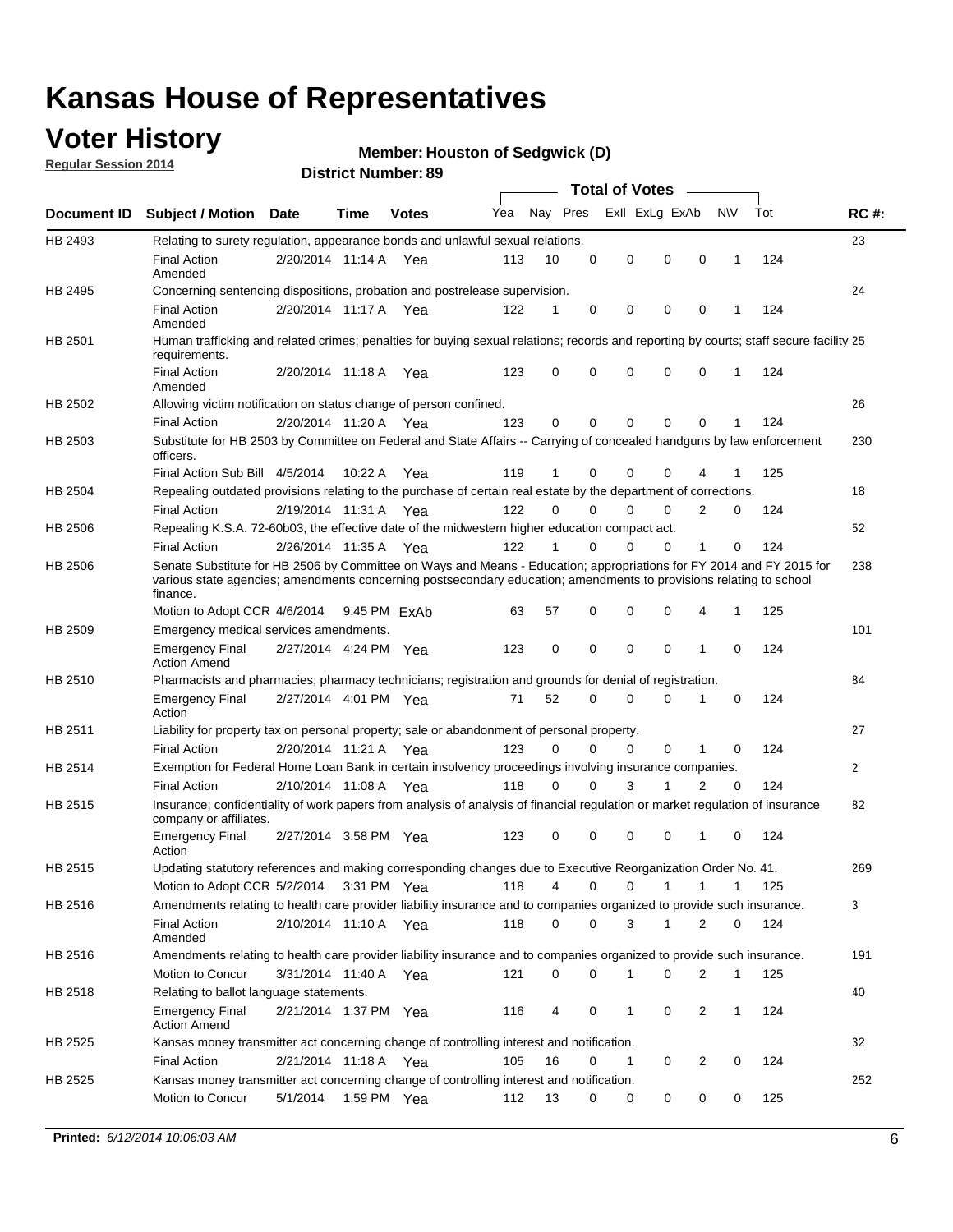# Kansas House of Representatives

## Voter History

**Regular Session 2014**

**Member: Houston of Sedgwick (D)**

**District Number: 89**

| Document ID | Subject / Motion | Date | Time | Votes | Yea | Nay | Pres | ExII | ExLg | ExAb | N\V | Tot | RC #: |
|---|---|---|---|---|---|---|---|---|---|---|---|---|---|
| HB 2493 | Relating to surety regulation, appearance bonds and unlawful sexual relations. | | | | | | | | | | | | 23 |
| | Final Action Amended | 2/20/2014 | 11:14 A | Yea | 113 | 10 | 0 | 0 | 0 | 0 | 1 | 124 | |
| HB 2495 | Concerning sentencing dispositions, probation and postrelease supervision. | | | | | | | | | | | | 24 |
| | Final Action Amended | 2/20/2014 | 11:17 A | Yea | 122 | 1 | 0 | 0 | 0 | 0 | 1 | 124 | |
| HB 2501 | Human trafficking and related crimes; penalties for buying sexual relations; records and reporting by courts; staff secure facility requirements. | | | | | | | | | | | | 25 |
| | Final Action Amended | 2/20/2014 | 11:18 A | Yea | 123 | 0 | 0 | 0 | 0 | 0 | 1 | 124 | |
| HB 2502 | Allowing victim notification on status change of person confined. | | | | | | | | | | | | 26 |
| | Final Action | 2/20/2014 | 11:20 A | Yea | 123 | 0 | 0 | 0 | 0 | 0 | 1 | 124 | |
| HB 2503 | Substitute for HB 2503 by Committee on Federal and State Affairs -- Carrying of concealed handguns by law enforcement officers. | | | | | | | | | | | | 230 |
| | Final Action Sub Bill | 4/5/2014 | 10:22 A | Yea | 119 | 1 | 0 | 0 | 0 | 4 | 1 | 125 | |
| HB 2504 | Repealing outdated provisions relating to the purchase of certain real estate by the department of corrections. | | | | | | | | | | | | 18 |
| | Final Action | 2/19/2014 | 11:31 A | Yea | 122 | 0 | 0 | 0 | 0 | 2 | 0 | 124 | |
| HB 2506 | Repealing K.S.A. 72-60b03, the effective date of the midwestern higher education compact act. | | | | | | | | | | | | 52 |
| | Final Action | 2/26/2014 | 11:35 A | Yea | 122 | 1 | 0 | 0 | 0 | 1 | 0 | 124 | |
| HB 2506 | Senate Substitute for HB 2506 by Committee on Ways and Means - Education; appropriations for FY 2014 and FY 2015 for various state agencies; amendments concerning postsecondary education; amendments to provisions relating to school finance. | | | | | | | | | | | | 238 |
| | Motion to Adopt CCR | 4/6/2014 | 9:45 PM | ExAb | 63 | 57 | 0 | 0 | 0 | 4 | 1 | 125 | |
| HB 2509 | Emergency medical services amendments. | | | | | | | | | | | | 101 |
| | Emergency Final Action Amend | 2/27/2014 | 4:24 PM | Yea | 123 | 0 | 0 | 0 | 0 | 1 | 0 | 124 | |
| HB 2510 | Pharmacists and pharmacies; pharmacy technicians; registration and grounds for denial of registration. | | | | | | | | | | | | 84 |
| | Emergency Final Action | 2/27/2014 | 4:01 PM | Yea | 71 | 52 | 0 | 0 | 0 | 1 | 0 | 124 | |
| HB 2511 | Liability for property tax on personal property; sale or abandonment of personal property. | | | | | | | | | | | | 27 |
| | Final Action | 2/20/2014 | 11:21 A | Yea | 123 | 0 | 0 | 0 | 0 | 1 | 0 | 124 | |
| HB 2514 | Exemption for Federal Home Loan Bank in certain insolvency proceedings involving insurance companies. | | | | | | | | | | | | 2 |
| | Final Action | 2/10/2014 | 11:08 A | Yea | 118 | 0 | 0 | 3 | 1 | 2 | 0 | 124 | |
| HB 2515 | Insurance; confidentiality of work papers from analysis of analysis of financial regulation or market regulation of insurance company or affiliates. | | | | | | | | | | | | 82 |
| | Emergency Final Action | 2/27/2014 | 3:58 PM | Yea | 123 | 0 | 0 | 0 | 0 | 1 | 0 | 124 | |
| HB 2515 | Updating statutory references and making corresponding changes due to Executive Reorganization Order No. 41. | | | | | | | | | | | | 269 |
| | Motion to Adopt CCR | 5/2/2014 | 3:31 PM | Yea | 118 | 4 | 0 | 0 | 1 | 1 | 1 | 125 | |
| HB 2516 | Amendments relating to health care provider liability insurance and to companies organized to provide such insurance. | | | | | | | | | | | | 3 |
| | Final Action Amended | 2/10/2014 | 11:10 A | Yea | 118 | 0 | 0 | 3 | 1 | 2 | 0 | 124 | |
| HB 2516 | Amendments relating to health care provider liability insurance and to companies organized to provide such insurance. | | | | | | | | | | | | 191 |
| | Motion to Concur | 3/31/2014 | 11:40 A | Yea | 121 | 0 | 0 | 1 | 0 | 2 | 1 | 125 | |
| HB 2518 | Relating to ballot language statements. | | | | | | | | | | | | 40 |
| | Emergency Final Action Amend | 2/21/2014 | 1:37 PM | Yea | 116 | 4 | 0 | 1 | 0 | 2 | 1 | 124 | |
| HB 2525 | Kansas money transmitter act concerning change of controlling interest and notification. | | | | | | | | | | | | 32 |
| | Final Action | 2/21/2014 | 11:18 A | Yea | 105 | 16 | 0 | 1 | 0 | 2 | 0 | 124 | |
| HB 2525 | Kansas money transmitter act concerning change of controlling interest and notification. | | | | | | | | | | | | 252 |
| | Motion to Concur | 5/1/2014 | 1:59 PM | Yea | 112 | 13 | 0 | 0 | 0 | 0 | 0 | 125 | |

**Printed:** *6/12/2014 10:06:03 AM*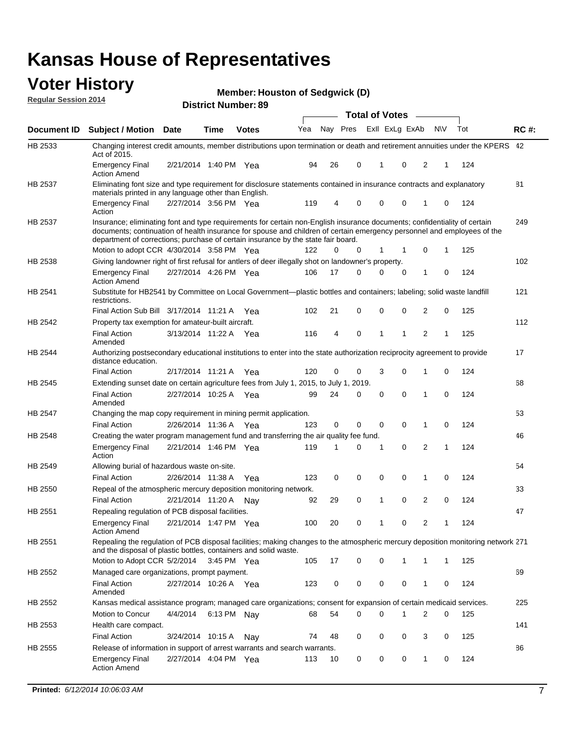# Kansas House of Representatives

## Voter History

**Regular Session 2014**

**Member: Houston of Sedgwick (D)**

**District Number: 89**

| Document ID | Subject / Motion | Date | Time | Votes | Yea | Nay | Pres | ExII | ExLg | ExAb | N\V | Tot | RC #: |
|---|---|---|---|---|---|---|---|---|---|---|---|---|---|
| HB 2533 | Changing interest credit amounts, member distributions upon termination or death and retirement annuities under the KPERS Act of 2015. | | | | | | | | | | | | 42 |
| | Emergency Final Action Amend | 2/21/2014 | 1:40 PM | Yea | 94 | 26 | 0 | 1 | 0 | 2 | 1 | 124 | |
| HB 2537 | Eliminating font size and type requirement for disclosure statements contained in insurance contracts and explanatory materials printed in any language other than English. | | | | | | | | | | | | 81 |
| | Emergency Final Action | 2/27/2014 | 3:56 PM | Yea | 119 | 4 | 0 | 0 | 0 | 1 | 0 | 124 | |
| HB 2537 | Insurance; eliminating font and type requirements for certain non-English insurance documents; confidentiality of certain documents; continuation of health insurance for spouse and children of certain emergency personnel and employees of the department of corrections; purchase of certain insurance by the state fair board. | | | | | | | | | | | | 249 |
| | Motion to adopt CCR | 4/30/2014 | 3:58 PM | Yea | 122 | 0 | 0 | 1 | 1 | 0 | 1 | 125 | |
| HB 2538 | Giving landowner right of first refusal for antlers of deer illegally shot on landowner's property. | | | | | | | | | | | | 102 |
| | Emergency Final Action Amend | 2/27/2014 | 4:26 PM | Yea | 106 | 17 | 0 | 0 | 0 | 1 | 0 | 124 | |
| HB 2541 | Substitute for HB2541 by Committee on Local Government—plastic bottles and containers; labeling; solid waste landfill restrictions. | | | | | | | | | | | | 121 |
| | Final Action Sub Bill | 3/17/2014 | 11:21 A | Yea | 102 | 21 | 0 | 0 | 0 | 2 | 0 | 125 | |
| HB 2542 | Property tax exemption for amateur-built aircraft. | | | | | | | | | | | | 112 |
| | Final Action Amended | 3/13/2014 | 11:22 A | Yea | 116 | 4 | 0 | 1 | 1 | 2 | 1 | 125 | |
| HB 2544 | Authorizing postsecondary educational institutions to enter into the state authorization reciprocity agreement to provide distance education. | | | | | | | | | | | | 17 |
| | Final Action | 2/17/2014 | 11:21 A | Yea | 120 | 0 | 0 | 3 | 0 | 1 | 0 | 124 | |
| HB 2545 | Extending sunset date on certain agriculture fees from July 1, 2015, to July 1, 2019. | | | | | | | | | | | | 68 |
| | Final Action Amended | 2/27/2014 | 10:25 A | Yea | 99 | 24 | 0 | 0 | 0 | 1 | 0 | 124 | |
| HB 2547 | Changing the map copy requirement in mining permit application. | | | | | | | | | | | | 53 |
| | Final Action | 2/26/2014 | 11:36 A | Yea | 123 | 0 | 0 | 0 | 0 | 1 | 0 | 124 | |
| HB 2548 | Creating the water program management fund and transferring the air quality fee fund. | | | | | | | | | | | | 46 |
| | Emergency Final Action | 2/21/2014 | 1:46 PM | Yea | 119 | 1 | 0 | 1 | 0 | 2 | 1 | 124 | |
| HB 2549 | Allowing burial of hazardous waste on-site. | | | | | | | | | | | | 54 |
| | Final Action | 2/26/2014 | 11:38 A | Yea | 123 | 0 | 0 | 0 | 0 | 1 | 0 | 124 | |
| HB 2550 | Repeal of the atmospheric mercury deposition monitoring network. | | | | | | | | | | | | 33 |
| | Final Action | 2/21/2014 | 11:20 A | Nay | 92 | 29 | 0 | 1 | 0 | 2 | 0 | 124 | |
| HB 2551 | Repealing regulation of PCB disposal facilities. | | | | | | | | | | | | 47 |
| | Emergency Final Action Amend | 2/21/2014 | 1:47 PM | Yea | 100 | 20 | 0 | 1 | 0 | 2 | 1 | 124 | |
| HB 2551 | Repealing the regulation of PCB disposal facilities; making changes to the atmospheric mercury deposition monitoring network and the disposal of plastic bottles, containers and solid waste. | | | | | | | | | | | | 271 |
| | Motion to Adopt CCR | 5/2/2014 | 3:45 PM | Yea | 105 | 17 | 0 | 0 | 1 | 1 | 1 | 125 | |
| HB 2552 | Managed care organizations, prompt payment. | | | | | | | | | | | | 69 |
| | Final Action Amended | 2/27/2014 | 10:26 A | Yea | 123 | 0 | 0 | 0 | 0 | 1 | 0 | 124 | |
| HB 2552 | Kansas medical assistance program; managed care organizations; consent for expansion of certain medicaid services. | | | | | | | | | | | | 225 |
| | Motion to Concur | 4/4/2014 | 6:13 PM | Nay | 68 | 54 | 0 | 0 | 1 | 2 | 0 | 125 | |
| HB 2553 | Health care compact. | | | | | | | | | | | | 141 |
| | Final Action | 3/24/2014 | 10:15 A | Nay | 74 | 48 | 0 | 0 | 0 | 3 | 0 | 125 | |
| HB 2555 | Release of information in support of arrest warrants and search warrants. | | | | | | | | | | | | 86 |
| | Emergency Final Action Amend | 2/27/2014 | 4:04 PM | Yea | 113 | 10 | 0 | 0 | 0 | 1 | 0 | 124 | |

**Printed:** *6/12/2014 10:06:03 AM*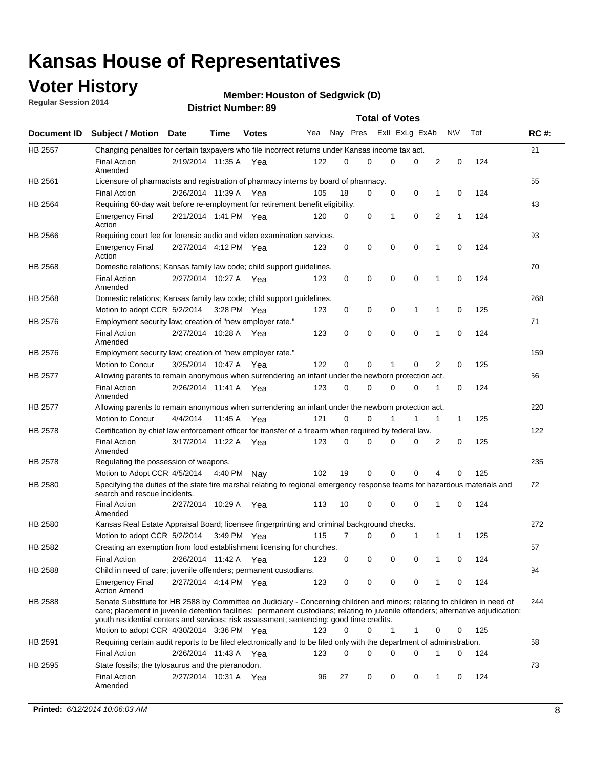# Kansas House of Representatives

## Voter History

**Regular Session 2014**

**Member: Houston of Sedgwick (D)**

**District Number: 89**

| Document ID | Subject / Motion | Date | Time | Votes | Yea | Nay | Pres | ExII | ExLg | ExAb | N\V | Tot | RC #: |
|---|---|---|---|---|---|---|---|---|---|---|---|---|---|
| HB 2557 | Changing penalties for certain taxpayers who file incorrect returns under Kansas income tax act. | | | | | | | | | | | | 21 |
| | Final Action Amended | 2/19/2014 | 11:35 A | Yea | 122 | 0 | 0 | 0 | 0 | 2 | 0 | 124 | |
| HB 2561 | Licensure of pharmacists and registration of pharmacy interns by board of pharmacy. | | | | | | | | | | | | 55 |
| | Final Action | 2/26/2014 | 11:39 A | Yea | 105 | 18 | 0 | 0 | 0 | 1 | 0 | 124 | |
| HB 2564 | Requiring 60-day wait before re-employment for retirement benefit eligibility. | | | | | | | | | | | | 43 |
| | Emergency Final Action | 2/21/2014 | 1:41 PM | Yea | 120 | 0 | 0 | 1 | 0 | 2 | 1 | 124 | |
| HB 2566 | Requiring court fee for forensic audio and video examination services. | | | | | | | | | | | | 93 |
| | Emergency Final Action | 2/27/2014 | 4:12 PM | Yea | 123 | 0 | 0 | 0 | 0 | 1 | 0 | 124 | |
| HB 2568 | Domestic relations; Kansas family law code; child support guidelines. | | | | | | | | | | | | 70 |
| | Final Action Amended | 2/27/2014 | 10:27 A | Yea | 123 | 0 | 0 | 0 | 0 | 1 | 0 | 124 | |
| HB 2568 | Domestic relations; Kansas family law code; child support guidelines. | | | | | | | | | | | | 268 |
| | Motion to adopt CCR | 5/2/2014 | 3:28 PM | Yea | 123 | 0 | 0 | 0 | 1 | 1 | 0 | 125 | |
| HB 2576 | Employment security law; creation of "new employer rate." | | | | | | | | | | | | 71 |
| | Final Action Amended | 2/27/2014 | 10:28 A | Yea | 123 | 0 | 0 | 0 | 0 | 1 | 0 | 124 | |
| HB 2576 | Employment security law; creation of "new employer rate." | | | | | | | | | | | | 159 |
| | Motion to Concur | 3/25/2014 | 10:47 A | Yea | 122 | 0 | 0 | 1 | 0 | 2 | 0 | 125 | |
| HB 2577 | Allowing parents to remain anonymous when surrendering an infant under the newborn protection act. | | | | | | | | | | | | 56 |
| | Final Action Amended | 2/26/2014 | 11:41 A | Yea | 123 | 0 | 0 | 0 | 0 | 1 | 0 | 124 | |
| HB 2577 | Allowing parents to remain anonymous when surrendering an infant under the newborn protection act. | | | | | | | | | | | | 220 |
| | Motion to Concur | 4/4/2014 | 11:45 A | Yea | 121 | 0 | 0 | 1 | 1 | 1 | 1 | 125 | |
| HB 2578 | Certification by chief law enforcement officer for transfer of a firearm when required by federal law. | | | | | | | | | | | | 122 |
| | Final Action Amended | 3/17/2014 | 11:22 A | Yea | 123 | 0 | 0 | 0 | 0 | 2 | 0 | 125 | |
| HB 2578 | Regulating the possession of weapons. | | | | | | | | | | | | 235 |
| | Motion to Adopt CCR | 4/5/2014 | 4:40 PM | Nay | 102 | 19 | 0 | 0 | 0 | 4 | 0 | 125 | |
| HB 2580 | Specifying the duties of the state fire marshal relating to regional emergency response teams for hazardous materials and search and rescue incidents. | | | | | | | | | | | | 72 |
| | Final Action Amended | 2/27/2014 | 10:29 A | Yea | 113 | 10 | 0 | 0 | 0 | 1 | 0 | 124 | |
| HB 2580 | Kansas Real Estate Appraisal Board; licensee fingerprinting and criminal background checks. | | | | | | | | | | | | 272 |
| | Motion to adopt CCR | 5/2/2014 | 3:49 PM | Yea | 115 | 7 | 0 | 0 | 1 | 1 | 1 | 125 | |
| HB 2582 | Creating an exemption from food establishment licensing for churches. | | | | | | | | | | | | 57 |
| | Final Action | 2/26/2014 | 11:42 A | Yea | 123 | 0 | 0 | 0 | 0 | 1 | 0 | 124 | |
| HB 2588 | Child in need of care; juvenile offenders; permanent custodians. | | | | | | | | | | | | 94 |
| | Emergency Final Action Amend | 2/27/2014 | 4:14 PM | Yea | 123 | 0 | 0 | 0 | 0 | 1 | 0 | 124 | |
| HB 2588 | Senate Substitute for HB 2588 by Committee on Judiciary - Concerning children and minors; relating to children in need of care; placement in juvenile detention facilities; permanent custodians; relating to juvenile offenders; alternative adjudication; youth residential centers and services; risk assessment; sentencing; good time credits. | | | | | | | | | | | | 244 |
| | Motion to adopt CCR | 4/30/2014 | 3:36 PM | Yea | 123 | 0 | 0 | 1 | 1 | 0 | 0 | 125 | |
| HB 2591 | Requiring certain audit reports to be filed electronically and to be filed only with the department of administration. | | | | | | | | | | | | 58 |
| | Final Action | 2/26/2014 | 11:43 A | Yea | 123 | 0 | 0 | 0 | 0 | 1 | 0 | 124 | |
| HB 2595 | State fossils; the tylosaurus and the pteranodon. | | | | | | | | | | | | 73 |
| | Final Action Amended | 2/27/2014 | 10:31 A | Yea | 96 | 27 | 0 | 0 | 0 | 1 | 0 | 124 | |

**Printed:** *6/12/2014 10:06:03 AM*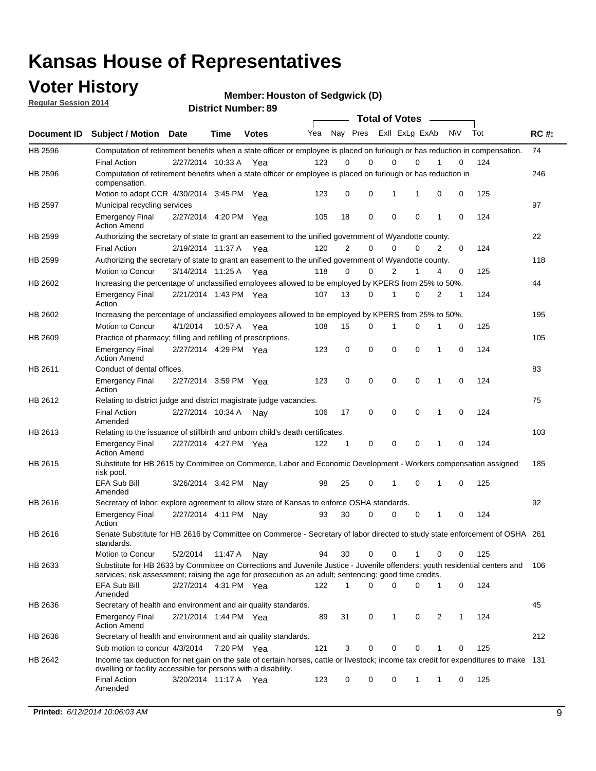# Kansas House of Representatives

## Voter History

**Regular Session 2014**

**Member: Houston of Sedgwick (D)**

**District Number: 89**

| Document ID | Subject / Motion | Date | Time | Votes | Yea | Nay | Pres | ExII | ExLg | ExAb | N\V | Tot | RC #: |
|---|---|---|---|---|---|---|---|---|---|---|---|---|---|
| HB 2596 | Computation of retirement benefits when a state officer or employee is placed on furlough or has reduction in compensation. | | | | | | | | | | | | 74 |
| | Final Action | 2/27/2014 | 10:33 A | Yea | 123 | 0 | 0 | 0 | 0 | 1 | 0 | 124 | |
| HB 2596 | Computation of retirement benefits when a state officer or employee is placed on furlough or has reduction in compensation. | | | | | | | | | | | | 246 |
| | Motion to adopt CCR | 4/30/2014 | 3:45 PM | Yea | 123 | 0 | 0 | 1 | 1 | 0 | 0 | 125 | |
| HB 2597 | Municipal recycling services | | | | | | | | | | | | 97 |
| | Emergency Final Action Amend | 2/27/2014 | 4:20 PM | Yea | 105 | 18 | 0 | 0 | 0 | 1 | 0 | 124 | |
| HB 2599 | Authorizing the secretary of state to grant an easement to the unified government of Wyandotte county. | | | | | | | | | | | | 22 |
| | Final Action | 2/19/2014 | 11:37 A | Yea | 120 | 2 | 0 | 0 | 0 | 2 | 0 | 124 | |
| HB 2599 | Authorizing the secretary of state to grant an easement to the unified government of Wyandotte county. | | | | | | | | | | | | 118 |
| | Motion to Concur | 3/14/2014 | 11:25 A | Yea | 118 | 0 | 0 | 2 | 1 | 4 | 0 | 125 | |
| HB 2602 | Increasing the percentage of unclassified employees allowed to be employed by KPERS from 25% to 50%. | | | | | | | | | | | | 44 |
| | Emergency Final Action | 2/21/2014 | 1:43 PM | Yea | 107 | 13 | 0 | 1 | 0 | 2 | 1 | 124 | |
| HB 2602 | Increasing the percentage of unclassified employees allowed to be employed by KPERS from 25% to 50%. | | | | | | | | | | | | 195 |
| | Motion to Concur | 4/1/2014 | 10:57 A | Yea | 108 | 15 | 0 | 1 | 0 | 1 | 0 | 125 | |
| HB 2609 | Practice of pharmacy; filling and refilling of prescriptions. | | | | | | | | | | | | 105 |
| | Emergency Final Action Amend | 2/27/2014 | 4:29 PM | Yea | 123 | 0 | 0 | 0 | 0 | 1 | 0 | 124 | |
| HB 2611 | Conduct of dental offices. | | | | | | | | | | | | 83 |
| | Emergency Final Action | 2/27/2014 | 3:59 PM | Yea | 123 | 0 | 0 | 0 | 0 | 1 | 0 | 124 | |
| HB 2612 | Relating to district judge and district magistrate judge vacancies. | | | | | | | | | | | | 75 |
| | Final Action Amended | 2/27/2014 | 10:34 A | Nay | 106 | 17 | 0 | 0 | 0 | 1 | 0 | 124 | |
| HB 2613 | Relating to the issuance of stillbirth and unborn child's death certificates. | | | | | | | | | | | | 103 |
| | Emergency Final Action Amend | 2/27/2014 | 4:27 PM | Yea | 122 | 1 | 0 | 0 | 0 | 1 | 0 | 124 | |
| HB 2615 | Substitute for HB 2615 by Committee on Commerce, Labor and Economic Development - Workers compensation assigned risk pool. | | | | | | | | | | | | 185 |
| | EFA Sub Bill Amended | 3/26/2014 | 3:42 PM | Nay | 98 | 25 | 0 | 1 | 0 | 1 | 0 | 125 | |
| HB 2616 | Secretary of labor; explore agreement to allow state of Kansas to enforce OSHA standards. | | | | | | | | | | | | 92 |
| | Emergency Final Action | 2/27/2014 | 4:11 PM | Nay | 93 | 30 | 0 | 0 | 0 | 1 | 0 | 124 | |
| HB 2616 | Senate Substitute for HB 2616 by Committee on Commerce - Secretary of labor directed to study state enforcement of OSHA standards. | | | | | | | | | | | | 261 |
| | Motion to Concur | 5/2/2014 | 11:47 A | Nay | 94 | 30 | 0 | 0 | 1 | 0 | 0 | 125 | |
| HB 2633 | Substitute for HB 2633 by Committee on Corrections and Juvenile Justice - Juvenile offenders; youth residential centers and services; risk assessment; raising the age for prosecution as an adult; sentencing; good time credits. | | | | | | | | | | | | 106 |
| | EFA Sub Bill Amended | 2/27/2014 | 4:31 PM | Yea | 122 | 1 | 0 | 0 | 0 | 1 | 0 | 124 | |
| HB 2636 | Secretary of health and environment and air quality standards. | | | | | | | | | | | | 45 |
| | Emergency Final Action Amend | 2/21/2014 | 1:44 PM | Yea | 89 | 31 | 0 | 1 | 0 | 2 | 1 | 124 | |
| HB 2636 | Secretary of health and environment and air quality standards. | | | | | | | | | | | | 212 |
| | Sub motion to concur | 4/3/2014 | 7:20 PM | Yea | 121 | 3 | 0 | 0 | 0 | 1 | 0 | 125 | |
| HB 2642 | Income tax deduction for net gain on the sale of certain horses, cattle or livestock; income tax credit for expenditures to make dwelling or facility accessible for persons with a disability. | | | | | | | | | | | | 131 |
| | Final Action Amended | 3/20/2014 | 11:17 A | Yea | 123 | 0 | 0 | 0 | 1 | 1 | 0 | 125 | |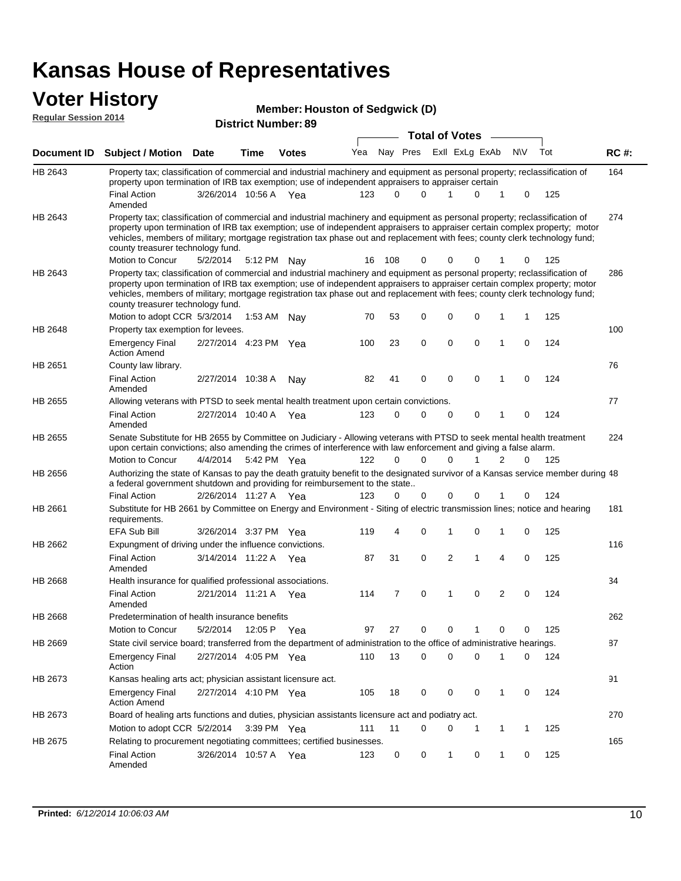# Kansas House of Representatives

## Voter History

**Regular Session 2014**

**Member: Houston of Sedgwick (D)**

**District Number: 89**

| Document ID | Subject / Motion | Date | Time | Votes | Yea | Nay | Pres | ExII | ExLg | ExAb | N\V | Tot | RC #: |
|---|---|---|---|---|---|---|---|---|---|---|---|---|---|
| HB 2643 | Property tax; classification of commercial and industrial machinery and equipment as personal property; reclassification of property upon termination of IRB tax exemption; use of independent appraisers to appraiser certain | | | | | | | | | | | | 164 |
| | Final Action Amended | 3/26/2014 | 10:56 A | Yea | 123 | 0 | 0 | 1 | 0 | 1 | 0 | 125 | |
| HB 2643 | Property tax; classification of commercial and industrial machinery and equipment as personal property; reclassification of property upon termination of IRB tax exemption; use of independent appraisers to appraiser certain complex property; motor vehicles, members of military; mortgage registration tax phase out and replacement with fees; county clerk technology fund; county treasurer technology fund. | | | | | | | | | | | | 274 |
| | Motion to Concur | 5/2/2014 | 5:12 PM | Nay | 16 | 108 | 0 | 0 | 0 | 1 | 0 | 125 | |
| HB 2643 | Property tax; classification of commercial and industrial machinery and equipment as personal property; reclassification of property upon termination of IRB tax exemption; use of independent appraisers to appraiser certain complex property; motor vehicles, members of military; mortgage registration tax phase out and replacement with fees; county clerk technology fund; county treasurer technology fund. | | | | | | | | | | | | 286 |
| | Motion to adopt CCR | 5/3/2014 | 1:53 AM | Nay | 70 | 53 | 0 | 0 | 0 | 1 | 1 | 125 | |
| HB 2648 | Property tax exemption for levees. | | | | | | | | | | | | 100 |
| | Emergency Final Action Amend | 2/27/2014 | 4:23 PM | Yea | 100 | 23 | 0 | 0 | 0 | 1 | 0 | 124 | |
| HB 2651 | County law library. | | | | | | | | | | | | 76 |
| | Final Action Amended | 2/27/2014 | 10:38 A | Nay | 82 | 41 | 0 | 0 | 0 | 1 | 0 | 124 | |
| HB 2655 | Allowing veterans with PTSD to seek mental health treatment upon certain convictions. | | | | | | | | | | | | 77 |
| | Final Action Amended | 2/27/2014 | 10:40 A | Yea | 123 | 0 | 0 | 0 | 0 | 1 | 0 | 124 | |
| HB 2655 | Senate Substitute for HB 2655 by Committee on Judiciary - Allowing veterans with PTSD to seek mental health treatment upon certain convictions; also amending the crimes of interference with law enforcement and giving a false alarm. | | | | | | | | | | | | 224 |
| | Motion to Concur | 4/4/2014 | 5:42 PM | Yea | 122 | 0 | 0 | 0 | 1 | 2 | 0 | 125 | |
| HB 2656 | Authorizing the state of Kansas to pay the death gratuity benefit to the designated survivor of a Kansas service member during a federal government shutdown and providing for reimbursement to the state.. | | | | | | | | | | | | 48 |
| | Final Action | 2/26/2014 | 11:27 A | Yea | 123 | 0 | 0 | 0 | 0 | 1 | 0 | 124 | |
| HB 2661 | Substitute for HB 2661 by Committee on Energy and Environment - Siting of electric transmission lines; notice and hearing requirements. | | | | | | | | | | | | 181 |
| | EFA Sub Bill | 3/26/2014 | 3:37 PM | Yea | 119 | 4 | 0 | 1 | 0 | 1 | 0 | 125 | |
| HB 2662 | Expungment of driving under the influence convictions. | | | | | | | | | | | | 116 |
| | Final Action Amended | 3/14/2014 | 11:22 A | Yea | 87 | 31 | 0 | 2 | 1 | 4 | 0 | 125 | |
| HB 2668 | Health insurance for qualified professional associations. | | | | | | | | | | | | 34 |
| | Final Action Amended | 2/21/2014 | 11:21 A | Yea | 114 | 7 | 0 | 1 | 0 | 2 | 0 | 124 | |
| HB 2668 | Predetermination of health insurance benefits | | | | | | | | | | | | 262 |
| | Motion to Concur | 5/2/2014 | 12:05 P | Yea | 97 | 27 | 0 | 0 | 1 | 0 | 0 | 125 | |
| HB 2669 | State civil service board; transferred from the department of administration to the office of administrative hearings. | | | | | | | | | | | | 87 |
| | Emergency Final Action | 2/27/2014 | 4:05 PM | Yea | 110 | 13 | 0 | 0 | 0 | 1 | 0 | 124 | |
| HB 2673 | Kansas healing arts act; physician assistant licensure act. | | | | | | | | | | | | 91 |
| | Emergency Final Action Amend | 2/27/2014 | 4:10 PM | Yea | 105 | 18 | 0 | 0 | 0 | 1 | 0 | 124 | |
| HB 2673 | Board of healing arts functions and duties, physician assistants licensure act and podiatry act. | | | | | | | | | | | | 270 |
| | Motion to adopt CCR | 5/2/2014 | 3:39 PM | Yea | 111 | 11 | 0 | 0 | 1 | 1 | 1 | 125 | |
| HB 2675 | Relating to procurement negotiating committees; certified businesses. | | | | | | | | | | | | 165 |
| | Final Action Amended | 3/26/2014 | 10:57 A | Yea | 123 | 0 | 0 | 1 | 0 | 1 | 0 | 125 | |

**Printed:** *6/12/2014 10:06:03 AM*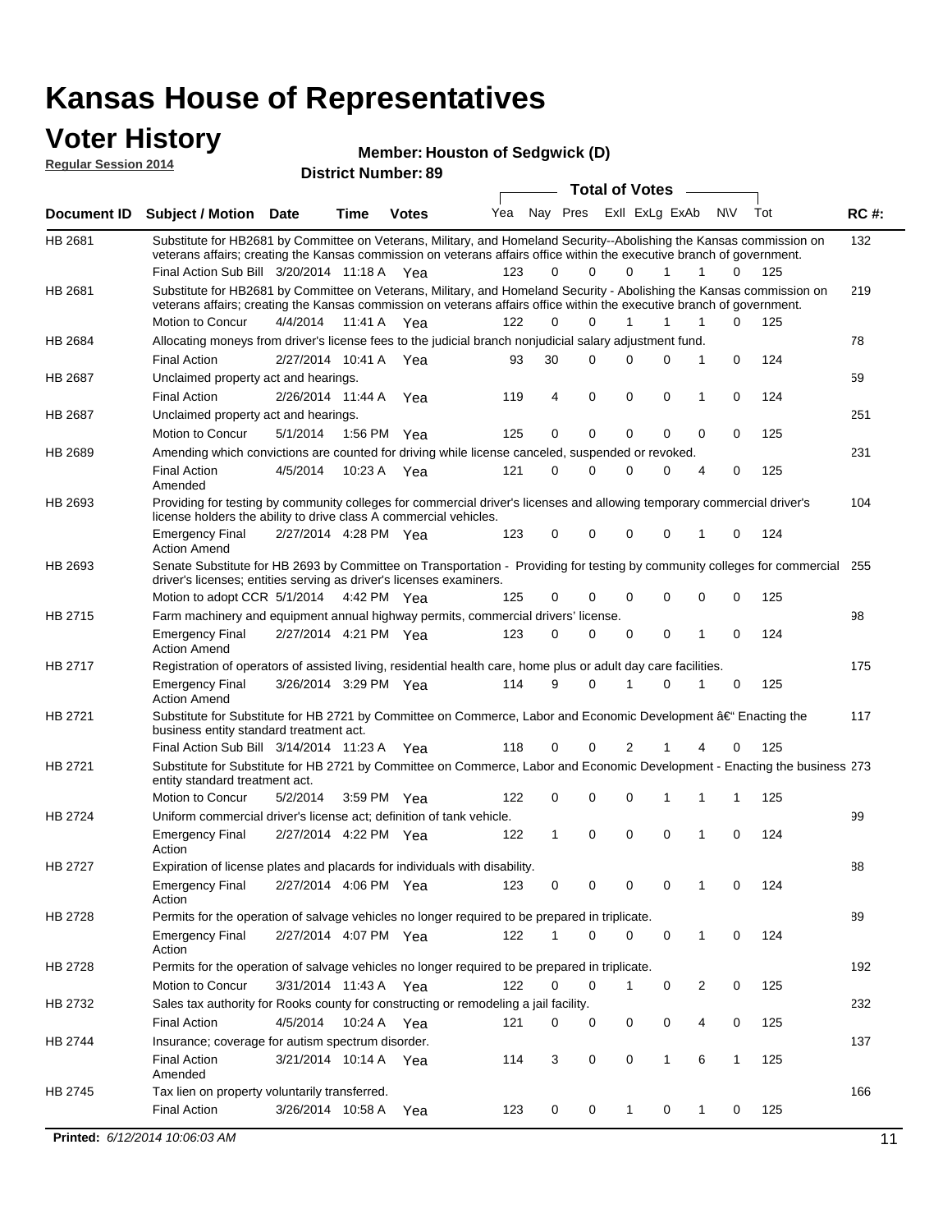# Kansas House of Representatives

## Voter History

**Regular Session 2014**

**Member: Houston of Sedgwick (D)**

**District Number: 89**

| Document ID | Subject / Motion | Date | Time | Votes | Yea | Nay | Pres | ExII | ExLg | ExAb | N\V | Tot | RC #: |
|---|---|---|---|---|---|---|---|---|---|---|---|---|---|
| HB 2681 | Substitute for HB2681 by Committee on Veterans, Military, and Homeland Security--Abolishing the Kansas commission on veterans affairs; creating the Kansas commission on veterans affairs office within the executive branch of government. | | | | | | | | | | | | 132 |
| | Final Action Sub Bill | 3/20/2014 | 11:18 A | Yea | 123 | 0 | 0 | 0 | 1 | 1 | 0 | 125 | |
| HB 2681 | Substitute for HB2681 by Committee on Veterans, Military, and Homeland Security - Abolishing the Kansas commission on veterans affairs; creating the Kansas commission on veterans affairs office within the executive branch of government. | | | | | | | | | | | | 219 |
| | Motion to Concur | 4/4/2014 | 11:41 A | Yea | 122 | 0 | 0 | 1 | 1 | 1 | 0 | 125 | |
| HB 2684 | Allocating moneys from driver's license fees to the judicial branch nonjudicial salary adjustment fund. | | | | | | | | | | | | 78 |
| | Final Action | 2/27/2014 | 10:41 A | Yea | 93 | 30 | 0 | 0 | 0 | 1 | 0 | 124 | |
| HB 2687 | Unclaimed property act and hearings. | | | | | | | | | | | | 59 |
| | Final Action | 2/26/2014 | 11:44 A | Yea | 119 | 4 | 0 | 0 | 0 | 1 | 0 | 124 | |
| HB 2687 | Unclaimed property act and hearings. | | | | | | | | | | | | 251 |
| | Motion to Concur | 5/1/2014 | 1:56 PM | Yea | 125 | 0 | 0 | 0 | 0 | 0 | 0 | 125 | |
| HB 2689 | Amending which convictions are counted for driving while license canceled, suspended or revoked. | | | | | | | | | | | | 231 |
| | Final Action Amended | 4/5/2014 | 10:23 A | Yea | 121 | 0 | 0 | 0 | 0 | 4 | 0 | 125 | |
| HB 2693 | Providing for testing by community colleges for commercial driver's licenses and allowing temporary commercial driver's license holders the ability to drive class A commercial vehicles. | | | | | | | | | | | | 104 |
| | Emergency Final Action Amend | 2/27/2014 | 4:28 PM | Yea | 123 | 0 | 0 | 0 | 0 | 1 | 0 | 124 | |
| HB 2693 | Senate Substitute for HB 2693 by Committee on Transportation - Providing for testing by community colleges for commercial driver's licenses; entities serving as driver's licenses examiners. | | | | | | | | | | | | 255 |
| | Motion to adopt CCR | 5/1/2014 | 4:42 PM | Yea | 125 | 0 | 0 | 0 | 0 | 0 | 0 | 125 | |
| HB 2715 | Farm machinery and equipment annual highway permits, commercial drivers' license. | | | | | | | | | | | | 98 |
| | Emergency Final Action Amend | 2/27/2014 | 4:21 PM | Yea | 123 | 0 | 0 | 0 | 0 | 1 | 0 | 124 | |
| HB 2717 | Registration of operators of assisted living, residential health care, home plus or adult day care facilities. | | | | | | | | | | | | 175 |
| | Emergency Final Action Amend | 3/26/2014 | 3:29 PM | Yea | 114 | 9 | 0 | 1 | 0 | 1 | 0 | 125 | |
| HB 2721 | Substitute for Substitute for HB 2721 by Committee on Commerce, Labor and Economic Development â€" Enacting the business entity standard treatment act. | | | | | | | | | | | | 117 |
| | Final Action Sub Bill | 3/14/2014 | 11:23 A | Yea | 118 | 0 | 0 | 2 | 1 | 4 | 0 | 125 | |
| HB 2721 | Substitute for Substitute for HB 2721 by Committee on Commerce, Labor and Economic Development - Enacting the business entity standard treatment act. | | | | | | | | | | | | 273 |
| | Motion to Concur | 5/2/2014 | 3:59 PM | Yea | 122 | 0 | 0 | 0 | 1 | 1 | 1 | 125 | |
| HB 2724 | Uniform commercial driver's license act; definition of tank vehicle. | | | | | | | | | | | | 99 |
| | Emergency Final Action | 2/27/2014 | 4:22 PM | Yea | 122 | 1 | 0 | 0 | 0 | 1 | 0 | 124 | |
| HB 2727 | Expiration of license plates and placards for individuals with disability. | | | | | | | | | | | | 88 |
| | Emergency Final Action | 2/27/2014 | 4:06 PM | Yea | 123 | 0 | 0 | 0 | 0 | 1 | 0 | 124 | |
| HB 2728 | Permits for the operation of salvage vehicles no longer required to be prepared in triplicate. | | | | | | | | | | | | 89 |
| | Emergency Final Action | 2/27/2014 | 4:07 PM | Yea | 122 | 1 | 0 | 0 | 0 | 1 | 0 | 124 | |
| HB 2728 | Permits for the operation of salvage vehicles no longer required to be prepared in triplicate. | | | | | | | | | | | | 192 |
| | Motion to Concur | 3/31/2014 | 11:43 A | Yea | 122 | 0 | 0 | 1 | 0 | 2 | 0 | 125 | |
| HB 2732 | Sales tax authority for Rooks county for constructing or remodeling a jail facility. | | | | | | | | | | | | 232 |
| | Final Action | 4/5/2014 | 10:24 A | Yea | 121 | 0 | 0 | 0 | 0 | 4 | 0 | 125 | |
| HB 2744 | Insurance; coverage for autism spectrum disorder. | | | | | | | | | | | | 137 |
| | Final Action Amended | 3/21/2014 | 10:14 A | Yea | 114 | 3 | 0 | 0 | 1 | 6 | 1 | 125 | |
| HB 2745 | Tax lien on property voluntarily transferred. | | | | | | | | | | | | 166 |
| | Final Action | 3/26/2014 | 10:58 A | Yea | 123 | 0 | 0 | 1 | 0 | 1 | 0 | 125 | |

**Printed:** *6/12/2014 10:06:03 AM*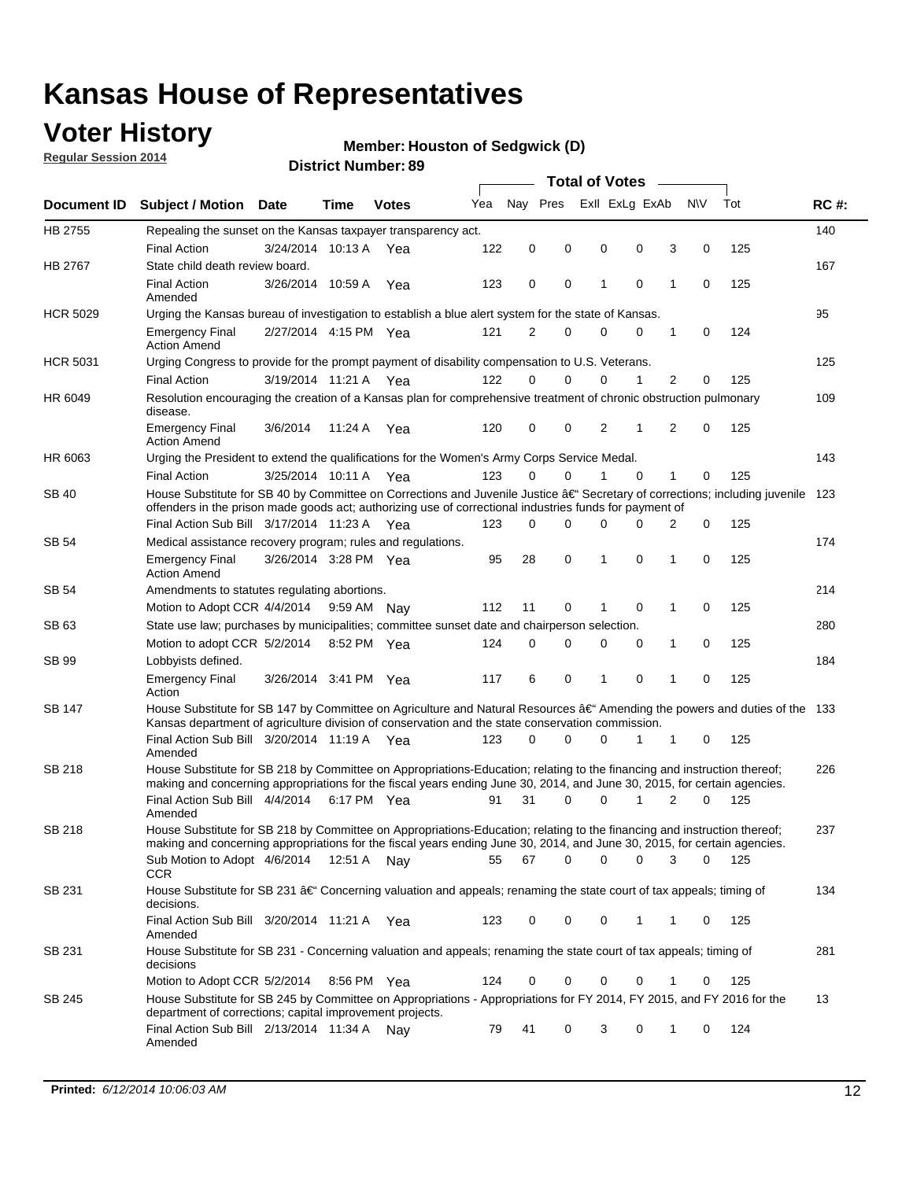# Kansas House of Representatives

## Voter History

**Regular Session 2014**

**Member: Houston of Sedgwick (D)**

**District Number: 89**

| Document ID | Subject / Motion | Date | Time | Votes | Yea | Nay | Pres | ExII | ExLg | ExAb | N\V | Tot | RC #: |
|---|---|---|---|---|---|---|---|---|---|---|---|---|---|
| HB 2755 | Repealing the sunset on the Kansas taxpayer transparency act. | | | | | | | | | | | | 140 |
| | Final Action | 3/24/2014 | 10:13 A | Yea | 122 | 0 | 0 | 0 | 0 | 3 | 0 | 125 | |
| HB 2767 | State child death review board. | | | | | | | | | | | | 167 |
| | Final Action Amended | 3/26/2014 | 10:59 A | Yea | 123 | 0 | 0 | 1 | 0 | 1 | 0 | 125 | |
| HCR 5029 | Urging the Kansas bureau of investigation to establish a blue alert system for the state of Kansas. | | | | | | | | | | | | 95 |
| | Emergency Final Action Amend | 2/27/2014 | 4:15 PM | Yea | 121 | 2 | 0 | 0 | 0 | 1 | 0 | 124 | |
| HCR 5031 | Urging Congress to provide for the prompt payment of disability compensation to U.S. Veterans. | | | | | | | | | | | | 125 |
| | Final Action | 3/19/2014 | 11:21 A | Yea | 122 | 0 | 0 | 0 | 1 | 2 | 0 | 125 | |
| HR 6049 | Resolution encouraging the creation of a Kansas plan for comprehensive treatment of chronic obstruction pulmonary disease. | | | | | | | | | | | | 109 |
| | Emergency Final Action Amend | 3/6/2014 | 11:24 A | Yea | 120 | 0 | 0 | 2 | 1 | 2 | 0 | 125 | |
| HR 6063 | Urging the President to extend the qualifications for the Women's Army Corps Service Medal. | | | | | | | | | | | | 143 |
| | Final Action | 3/25/2014 | 10:11 A | Yea | 123 | 0 | 0 | 1 | 0 | 1 | 0 | 125 | |
| SB 40 | House Substitute for SB 40 by Committee on Corrections and Juvenile Justice â€" Secretary of corrections; including juvenile offenders in the prison made goods act; authorizing use of correctional industries funds for payment of | | | | | | | | | | | | 123 |
| | Final Action Sub Bill | 3/17/2014 | 11:23 A | Yea | 123 | 0 | 0 | 0 | 0 | 2 | 0 | 125 | |
| SB 54 | Medical assistance recovery program; rules and regulations. | | | | | | | | | | | | 174 |
| | Emergency Final Action Amend | 3/26/2014 | 3:28 PM | Yea | 95 | 28 | 0 | 1 | 0 | 1 | 0 | 125 | |
| SB 54 | Amendments to statutes regulating abortions. | | | | | | | | | | | | 214 |
| | Motion to Adopt CCR | 4/4/2014 | 9:59 AM | Nay | 112 | 11 | 0 | 1 | 0 | 1 | 0 | 125 | |
| SB 63 | State use law; purchases by municipalities; committee sunset date and chairperson selection. | | | | | | | | | | | | 280 |
| | Motion to adopt CCR | 5/2/2014 | 8:52 PM | Yea | 124 | 0 | 0 | 0 | 0 | 1 | 0 | 125 | |
| SB 99 | Lobbyists defined. | | | | | | | | | | | | 184 |
| | Emergency Final Action | 3/26/2014 | 3:41 PM | Yea | 117 | 6 | 0 | 1 | 0 | 1 | 0 | 125 | |
| SB 147 | House Substitute for SB 147 by Committee on Agriculture and Natural Resources â€" Amending the powers and duties of the Kansas department of agriculture division of conservation and the state conservation commission. | | | | | | | | | | | | 133 |
| | Final Action Sub Bill Amended | 3/20/2014 | 11:19 A | Yea | 123 | 0 | 0 | 0 | 1 | 1 | 0 | 125 | |
| SB 218 | House Substitute for SB 218 by Committee on Appropriations-Education; relating to the financing and instruction thereof; making and concerning appropriations for the fiscal years ending June 30, 2014, and June 30, 2015, for certain agencies. | | | | | | | | | | | | 226 |
| | Final Action Sub Bill Amended | 4/4/2014 | 6:17 PM | Yea | 91 | 31 | 0 | 0 | 1 | 2 | 0 | 125 | |
| SB 218 | House Substitute for SB 218 by Committee on Appropriations-Education; relating to the financing and instruction thereof; making and concerning appropriations for the fiscal years ending June 30, 2014, and June 30, 2015, for certain agencies. | | | | | | | | | | | | 237 |
| | Sub Motion to Adopt CCR | 4/6/2014 | 12:51 A | Nay | 55 | 67 | 0 | 0 | 0 | 3 | 0 | 125 | |
| SB 231 | House Substitute for SB 231 â€" Concerning valuation and appeals; renaming the state court of tax appeals; timing of decisions. | | | | | | | | | | | | 134 |
| | Final Action Sub Bill Amended | 3/20/2014 | 11:21 A | Yea | 123 | 0 | 0 | 0 | 1 | 1 | 0 | 125 | |
| SB 231 | House Substitute for SB 231 - Concerning valuation and appeals; renaming the state court of tax appeals; timing of decisions | | | | | | | | | | | | 281 |
| | Motion to Adopt CCR | 5/2/2014 | 8:56 PM | Yea | 124 | 0 | 0 | 0 | 0 | 1 | 0 | 125 | |
| SB 245 | House Substitute for SB 245 by Committee on Appropriations - Appropriations for FY 2014, FY 2015, and FY 2016 for the department of corrections; capital improvement projects. | | | | | | | | | | | | 13 |
| | Final Action Sub Bill Amended | 2/13/2014 | 11:34 A | Nay | 79 | 41 | 0 | 3 | 0 | 1 | 0 | 124 | |

**Printed:** *6/12/2014 10:06:03 AM*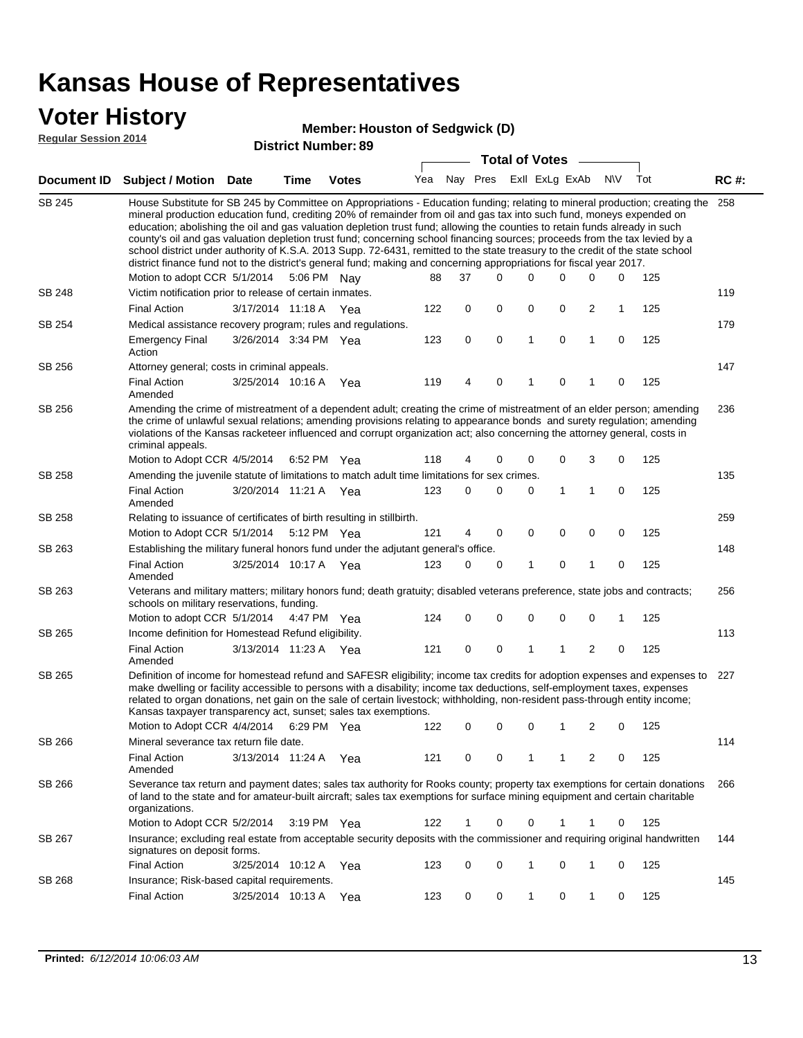# Kansas House of Representatives

## Voter History

**Regular Session 2014**

**Member: Houston of Sedgwick (D)**

**District Number: 89**

| Document ID | Subject / Motion | Date | Time | Votes | Yea | Nay | Pres | ExII | ExLg | ExAb | N\V | Tot | RC #: |
|---|---|---|---|---|---|---|---|---|---|---|---|---|---|
| SB 245 | House Substitute for SB 245 by Committee on Appropriations - Education funding; relating to mineral production; creating the mineral production education fund, crediting 20% of remainder from oil and gas tax into such fund, moneys expended on education; abolishing the oil and gas valuation depletion trust fund; allowing the counties to retain funds already in such county's oil and gas valuation depletion trust fund; concerning school financing sources; proceeds from the tax levied by a school district under authority of K.S.A. 2013 Supp. 72-6431, remitted to the state treasury to the credit of the state school district finance fund not to the district's general fund; making and concerning appropriations for fiscal year 2017. | | | | | | | | | | | | 258 |
| | Motion to adopt CCR | 5/1/2014 | 5:06 PM | Nay | 88 | 37 | 0 | 0 | 0 | 0 | 0 | 125 | |
| SB 248 | Victim notification prior to release of certain inmates. | | | | | | | | | | | | 119 |
| | Final Action | 3/17/2014 | 11:18 A | Yea | 122 | 0 | 0 | 0 | 0 | 2 | 1 | 125 | |
| SB 254 | Medical assistance recovery program; rules and regulations. | | | | | | | | | | | | 179 |
| | Emergency Final Action | 3/26/2014 | 3:34 PM | Yea | 123 | 0 | 0 | 1 | 0 | 1 | 0 | 125 | |
| SB 256 | Attorney general; costs in criminal appeals. | | | | | | | | | | | | 147 |
| | Final Action Amended | 3/25/2014 | 10:16 A | Yea | 119 | 4 | 0 | 1 | 0 | 1 | 0 | 125 | |
| SB 256 | Amending the crime of mistreatment of a dependent adult; creating the crime of mistreatment of an elder person; amending the crime of unlawful sexual relations; amending provisions relating to appearance bonds and surety regulation; amending violations of the Kansas racketeer influenced and corrupt organization act; also concerning the attorney general, costs in criminal appeals. | | | | | | | | | | | | 236 |
| | Motion to Adopt CCR | 4/5/2014 | 6:52 PM | Yea | 118 | 4 | 0 | 0 | 0 | 3 | 0 | 125 | |
| SB 258 | Amending the juvenile statute of limitations to match adult time limitations for sex crimes. | | | | | | | | | | | | 135 |
| | Final Action Amended | 3/20/2014 | 11:21 A | Yea | 123 | 0 | 0 | 0 | 1 | 1 | 0 | 125 | |
| SB 258 | Relating to issuance of certificates of birth resulting in stillbirth. | | | | | | | | | | | | 259 |
| | Motion to Adopt CCR | 5/1/2014 | 5:12 PM | Yea | 121 | 4 | 0 | 0 | 0 | 0 | 0 | 125 | |
| SB 263 | Establishing the military funeral honors fund under the adjutant general's office. | | | | | | | | | | | | 148 |
| | Final Action Amended | 3/25/2014 | 10:17 A | Yea | 123 | 0 | 0 | 1 | 0 | 1 | 0 | 125 | |
| SB 263 | Veterans and military matters; military honors fund; death gratuity; disabled veterans preference, state jobs and contracts; schools on military reservations, funding. | | | | | | | | | | | | 256 |
| | Motion to adopt CCR | 5/1/2014 | 4:47 PM | Yea | 124 | 0 | 0 | 0 | 0 | 0 | 1 | 125 | |
| SB 265 | Income definition for Homestead Refund eligibility. | | | | | | | | | | | | 113 |
| | Final Action Amended | 3/13/2014 | 11:23 A | Yea | 121 | 0 | 0 | 1 | 1 | 2 | 0 | 125 | |
| SB 265 | Definition of income for homestead refund and SAFESR eligibility; income tax credits for adoption expenses and expenses to make dwelling or facility accessible to persons with a disability; income tax deductions, self-employment taxes, expenses related to organ donations, net gain on the sale of certain livestock; withholding, non-resident pass-through entity income; Kansas taxpayer transparency act, sunset; sales tax exemptions. | | | | | | | | | | | | 227 |
| | Motion to Adopt CCR | 4/4/2014 | 6:29 PM | Yea | 122 | 0 | 0 | 0 | 1 | 2 | 0 | 125 | |
| SB 266 | Mineral severance tax return file date. | | | | | | | | | | | | 114 |
| | Final Action Amended | 3/13/2014 | 11:24 A | Yea | 121 | 0 | 0 | 1 | 1 | 2 | 0 | 125 | |
| SB 266 | Severance tax return and payment dates; sales tax authority for Rooks county; property tax exemptions for certain donations of land to the state and for amateur-built aircraft; sales tax exemptions for surface mining equipment and certain charitable organizations. | | | | | | | | | | | | 266 |
| | Motion to Adopt CCR | 5/2/2014 | 3:19 PM | Yea | 122 | 1 | 0 | 0 | 1 | 1 | 0 | 125 | |
| SB 267 | Insurance; excluding real estate from acceptable security deposits with the commissioner and requiring original handwritten signatures on deposit forms. | | | | | | | | | | | | 144 |
| | Final Action | 3/25/2014 | 10:12 A | Yea | 123 | 0 | 0 | 1 | 0 | 1 | 0 | 125 | |
| SB 268 | Insurance; Risk-based capital requirements. | | | | | | | | | | | | 145 |
| | Final Action | 3/25/2014 | 10:13 A | Yea | 123 | 0 | 0 | 1 | 0 | 1 | 0 | 125 | |

**Printed:** *6/12/2014 10:06:03 AM*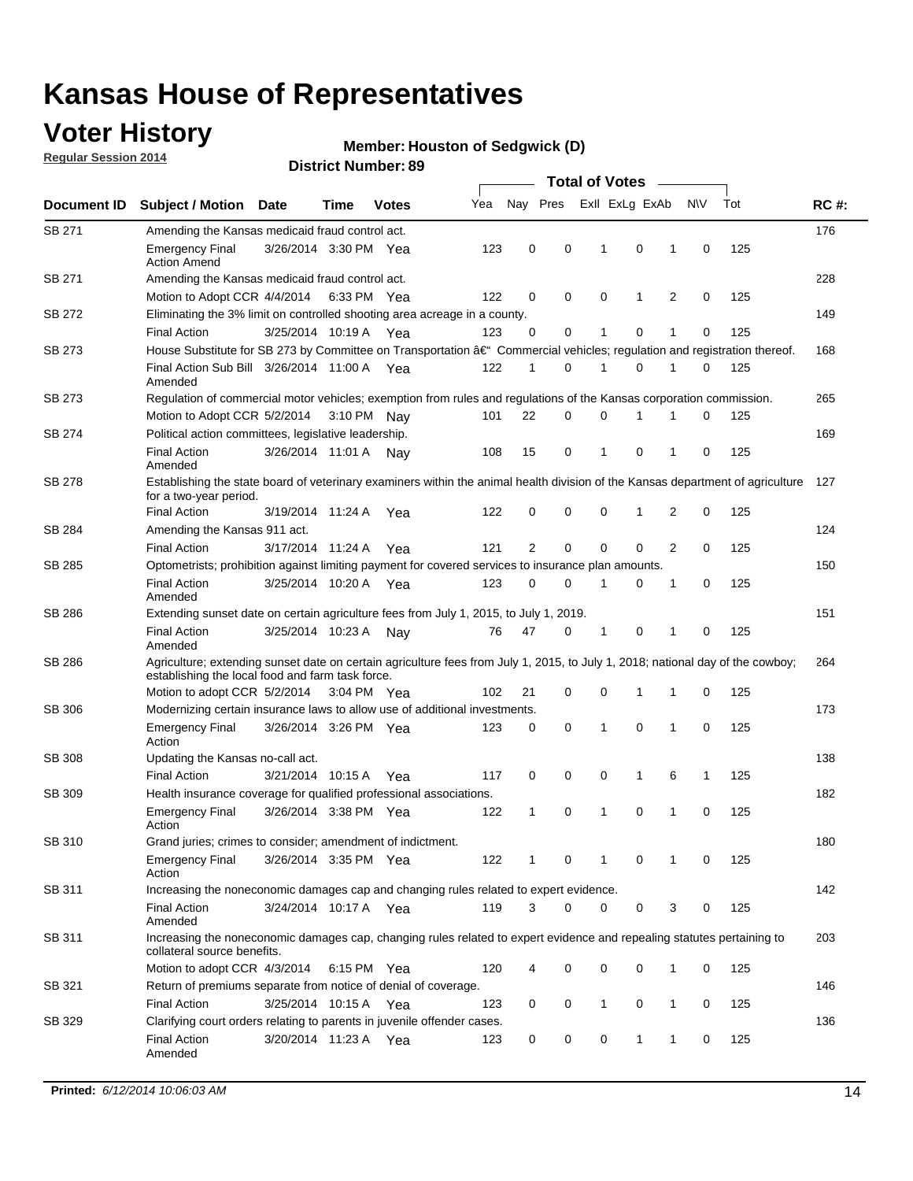# Kansas House of Representatives

## Voter History

**Regular Session 2014**

**Member: Houston of Sedgwick (D)**

**District Number: 89**

| Document ID | Subject / Motion | Date | Time | Votes | Yea | Nay | Pres | ExII | ExLg | ExAb | N\V | Tot | RC #: |
|---|---|---|---|---|---|---|---|---|---|---|---|---|---|
| SB 271 | Amending the Kansas medicaid fraud control act. | | | | | | | | | | | | 176 |
| | Emergency Final Action Amend | 3/26/2014 | 3:30 PM | Yea | 123 | 0 | 0 | 1 | 0 | 1 | 0 | 125 | |
| SB 271 | Amending the Kansas medicaid fraud control act. | | | | | | | | | | | | 228 |
| | Motion to Adopt CCR | 4/4/2014 | 6:33 PM | Yea | 122 | 0 | 0 | 0 | 1 | 2 | 0 | 125 | |
| SB 272 | Eliminating the 3% limit on controlled shooting area acreage in a county. | | | | | | | | | | | | 149 |
| | Final Action | 3/25/2014 | 10:19 A | Yea | 123 | 0 | 0 | 1 | 0 | 1 | 0 | 125 | |
| SB 273 | House Substitute for SB 273 by Committee on Transportation â€“ Commercial vehicles; regulation and registration thereof. | | | | | | | | | | | | 168 |
| | Final Action Sub Bill Amended | 3/26/2014 | 11:00 A | Yea | 122 | 1 | 0 | 1 | 0 | 1 | 0 | 125 | |
| SB 273 | Regulation of commercial motor vehicles; exemption from rules and regulations of the Kansas corporation commission. | | | | | | | | | | | | 265 |
| | Motion to Adopt CCR | 5/2/2014 | 3:10 PM | Nay | 101 | 22 | 0 | 0 | 1 | 1 | 0 | 125 | |
| SB 274 | Political action committees, legislative leadership. | | | | | | | | | | | | 169 |
| | Final Action Amended | 3/26/2014 | 11:01 A | Nay | 108 | 15 | 0 | 1 | 0 | 1 | 0 | 125 | |
| SB 278 | Establishing the state board of veterinary examiners within the animal health division of the Kansas department of agriculture for a two-year period. | | | | | | | | | | | | 127 |
| | Final Action | 3/19/2014 | 11:24 A | Yea | 122 | 0 | 0 | 0 | 1 | 2 | 0 | 125 | |
| SB 284 | Amending the Kansas 911 act. | | | | | | | | | | | | 124 |
| | Final Action | 3/17/2014 | 11:24 A | Yea | 121 | 2 | 0 | 0 | 0 | 2 | 0 | 125 | |
| SB 285 | Optometrists; prohibition against limiting payment for covered services to insurance plan amounts. | | | | | | | | | | | | 150 |
| | Final Action Amended | 3/25/2014 | 10:20 A | Yea | 123 | 0 | 0 | 1 | 0 | 1 | 0 | 125 | |
| SB 286 | Extending sunset date on certain agriculture fees from July 1, 2015, to July 1, 2019. | | | | | | | | | | | | 151 |
| | Final Action Amended | 3/25/2014 | 10:23 A | Nay | 76 | 47 | 0 | 1 | 0 | 1 | 0 | 125 | |
| SB 286 | Agriculture; extending sunset date on certain agriculture fees from July 1, 2015, to July 1, 2018; national day of the cowboy; establishing the local food and farm task force. | | | | | | | | | | | | 264 |
| | Motion to adopt CCR | 5/2/2014 | 3:04 PM | Yea | 102 | 21 | 0 | 0 | 1 | 1 | 0 | 125 | |
| SB 306 | Modernizing certain insurance laws to allow use of additional investments. | | | | | | | | | | | | 173 |
| | Emergency Final Action | 3/26/2014 | 3:26 PM | Yea | 123 | 0 | 0 | 1 | 0 | 1 | 0 | 125 | |
| SB 308 | Updating the Kansas no-call act. | | | | | | | | | | | | 138 |
| | Final Action | 3/21/2014 | 10:15 A | Yea | 117 | 0 | 0 | 0 | 1 | 6 | 1 | 125 | |
| SB 309 | Health insurance coverage for qualified professional associations. | | | | | | | | | | | | 182 |
| | Emergency Final Action | 3/26/2014 | 3:38 PM | Yea | 122 | 1 | 0 | 1 | 0 | 1 | 0 | 125 | |
| SB 310 | Grand juries; crimes to consider; amendment of indictment. | | | | | | | | | | | | 180 |
| | Emergency Final Action | 3/26/2014 | 3:35 PM | Yea | 122 | 1 | 0 | 1 | 0 | 1 | 0 | 125 | |
| SB 311 | Increasing the noneconomic damages cap and changing rules related to expert evidence. | | | | | | | | | | | | 142 |
| | Final Action Amended | 3/24/2014 | 10:17 A | Yea | 119 | 3 | 0 | 0 | 0 | 3 | 0 | 125 | |
| SB 311 | Increasing the noneconomic damages cap, changing rules related to expert evidence and repealing statutes pertaining to collateral source benefits. | | | | | | | | | | | | 203 |
| | Motion to adopt CCR | 4/3/2014 | 6:15 PM | Yea | 120 | 4 | 0 | 0 | 0 | 1 | 0 | 125 | |
| SB 321 | Return of premiums separate from notice of denial of coverage. | | | | | | | | | | | | 146 |
| | Final Action | 3/25/2014 | 10:15 A | Yea | 123 | 0 | 0 | 1 | 0 | 1 | 0 | 125 | |
| SB 329 | Clarifying court orders relating to parents in juvenile offender cases. | | | | | | | | | | | | 136 |
| | Final Action Amended | 3/20/2014 | 11:23 A | Yea | 123 | 0 | 0 | 0 | 1 | 1 | 0 | 125 | |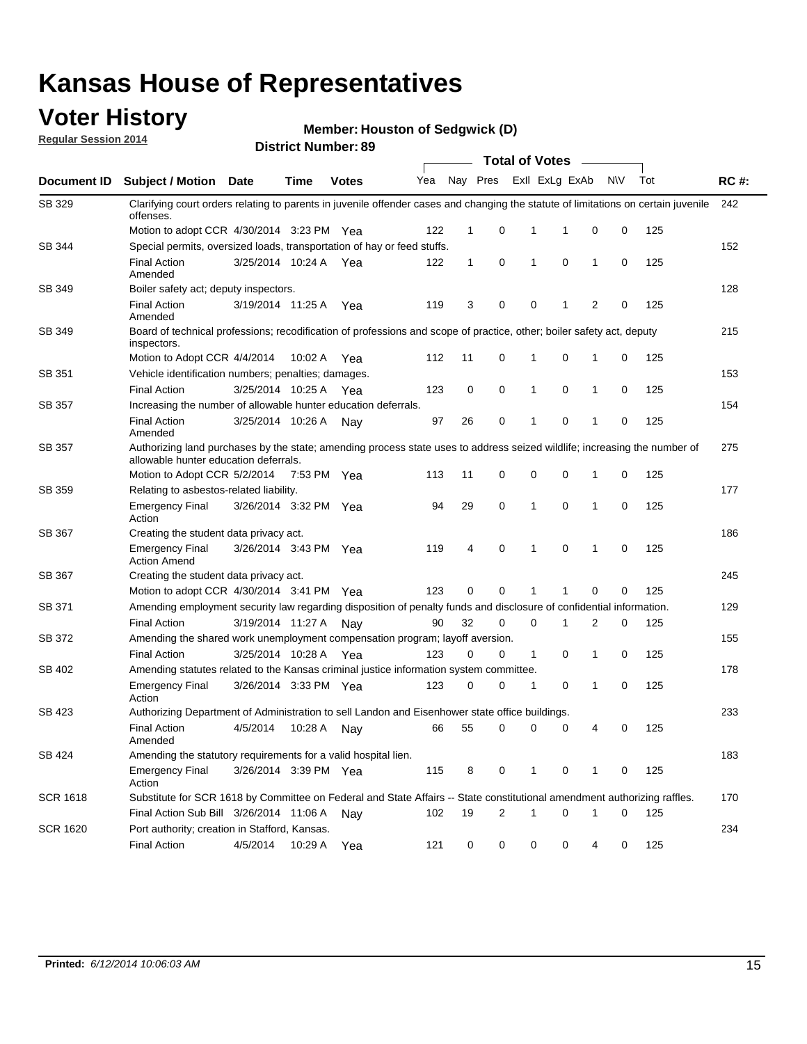# Kansas House of Representatives

## Voter History

**Regular Session 2014**

**Member: Houston of Sedgwick (D)**

**District Number: 89**

| Document ID | Subject / Motion | Date | Time | Votes | Yea | Nay | Pres | ExII | ExLg | ExAb | N\V | Tot | RC #: |
|---|---|---|---|---|---|---|---|---|---|---|---|---|---|
| SB 329 | Clarifying court orders relating to parents in juvenile offender cases and changing the statute of limitations on certain juvenile offenses. | | | | | | | | | | | | 242 |
| | Motion to adopt CCR | 4/30/2014 | 3:23 PM | Yea | 122 | 1 | 0 | 1 | 1 | 0 | 0 | 125 | |
| SB 344 | Special permits, oversized loads, transportation of hay or feed stuffs. | | | | | | | | | | | | 152 |
| | Final Action Amended | 3/25/2014 | 10:24 A | Yea | 122 | 1 | 0 | 1 | 0 | 1 | 0 | 125 | |
| SB 349 | Boiler safety act; deputy inspectors. | | | | | | | | | | | | 128 |
| | Final Action Amended | 3/19/2014 | 11:25 A | Yea | 119 | 3 | 0 | 0 | 1 | 2 | 0 | 125 | |
| SB 349 | Board of technical professions; recodification of professions and scope of practice, other; boiler safety act, deputy inspectors. | | | | | | | | | | | | 215 |
| | Motion to Adopt CCR | 4/4/2014 | 10:02 A | Yea | 112 | 11 | 0 | 1 | 0 | 1 | 0 | 125 | |
| SB 351 | Vehicle identification numbers; penalties; damages. | | | | | | | | | | | | 153 |
| | Final Action | 3/25/2014 | 10:25 A | Yea | 123 | 0 | 0 | 1 | 0 | 1 | 0 | 125 | |
| SB 357 | Increasing the number of allowable hunter education deferrals. | | | | | | | | | | | | 154 |
| | Final Action Amended | 3/25/2014 | 10:26 A | Nay | 97 | 26 | 0 | 1 | 0 | 1 | 0 | 125 | |
| SB 357 | Authorizing land purchases by the state; amending process state uses to address seized wildlife; increasing the number of allowable hunter education deferrals. | | | | | | | | | | | | 275 |
| | Motion to Adopt CCR | 5/2/2014 | 7:53 PM | Yea | 113 | 11 | 0 | 0 | 0 | 1 | 0 | 125 | |
| SB 359 | Relating to asbestos-related liability. | | | | | | | | | | | | 177 |
| | Emergency Final Action | 3/26/2014 | 3:32 PM | Yea | 94 | 29 | 0 | 1 | 0 | 1 | 0 | 125 | |
| SB 367 | Creating the student data privacy act. | | | | | | | | | | | | 186 |
| | Emergency Final Action Amend | 3/26/2014 | 3:43 PM | Yea | 119 | 4 | 0 | 1 | 0 | 1 | 0 | 125 | |
| SB 367 | Creating the student data privacy act. | | | | | | | | | | | | 245 |
| | Motion to adopt CCR | 4/30/2014 | 3:41 PM | Yea | 123 | 0 | 0 | 1 | 1 | 0 | 0 | 125 | |
| SB 371 | Amending employment security law regarding disposition of penalty funds and disclosure of confidential information. | | | | | | | | | | | | 129 |
| | Final Action | 3/19/2014 | 11:27 A | Nay | 90 | 32 | 0 | 0 | 1 | 2 | 0 | 125 | |
| SB 372 | Amending the shared work unemployment compensation program; layoff aversion. | | | | | | | | | | | | 155 |
| | Final Action | 3/25/2014 | 10:28 A | Yea | 123 | 0 | 0 | 1 | 0 | 1 | 0 | 125 | |
| SB 402 | Amending statutes related to the Kansas criminal justice information system committee. | | | | | | | | | | | | 178 |
| | Emergency Final Action | 3/26/2014 | 3:33 PM | Yea | 123 | 0 | 0 | 1 | 0 | 1 | 0 | 125 | |
| SB 423 | Authorizing Department of Administration to sell Landon and Eisenhower state office buildings. | | | | | | | | | | | | 233 |
| | Final Action Amended | 4/5/2014 | 10:28 A | Nay | 66 | 55 | 0 | 0 | 0 | 4 | 0 | 125 | |
| SB 424 | Amending the statutory requirements for a valid hospital lien. | | | | | | | | | | | | 183 |
| | Emergency Final Action | 3/26/2014 | 3:39 PM | Yea | 115 | 8 | 0 | 1 | 0 | 1 | 0 | 125 | |
| SCR 1618 | Substitute for SCR 1618 by Committee on Federal and State Affairs -- State constitutional amendment authorizing raffles. | | | | | | | | | | | | 170 |
| | Final Action Sub Bill | 3/26/2014 | 11:06 A | Nay | 102 | 19 | 2 | 1 | 0 | 1 | 0 | 125 | |
| SCR 1620 | Port authority; creation in Stafford, Kansas. | | | | | | | | | | | | 234 |
| | Final Action | 4/5/2014 | 10:29 A | Yea | 121 | 0 | 0 | 0 | 0 | 4 | 0 | 125 | |

**Printed:** *6/12/2014 10:06:03 AM*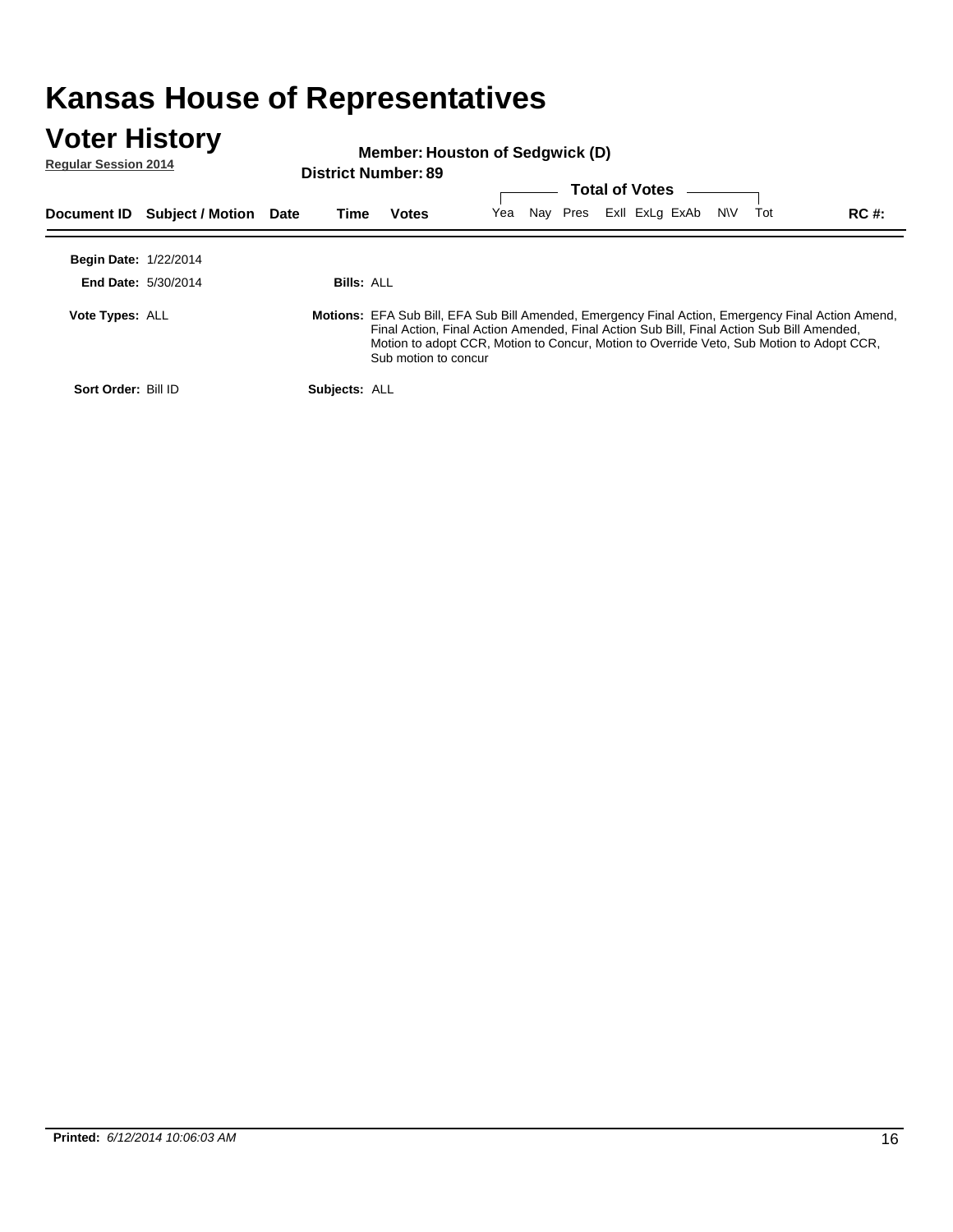# Kansas House of Representatives

## Voter History

**Regular Session 2014**

**Member: Houston of Sedgwick (D)**

**District Number: 89**

| Document ID | Subject / Motion | Date | Time | Votes | Yea | Nay | Pres | ExII | ExLg | ExAb | N\V | Tot | RC #: |
|---|---|---|---|---|---|---|---|---|---|---|---|---|---|

(Yea through Tot are grouped under **Total of Votes**.)

**Begin Date:** 1/22/2014

**End Date:** 5/30/2014

**Bills:** ALL

**Vote Types:** ALL

**Motions:** EFA Sub Bill, EFA Sub Bill Amended, Emergency Final Action, Emergency Final Action Amend, Final Action, Final Action Amended, Final Action Sub Bill, Final Action Sub Bill Amended, Motion to adopt CCR, Motion to Concur, Motion to Override Veto, Sub Motion to Adopt CCR, Sub motion to concur

**Sort Order:** Bill ID

**Subjects:** ALL

**Printed:** *6/12/2014 10:06:03 AM*